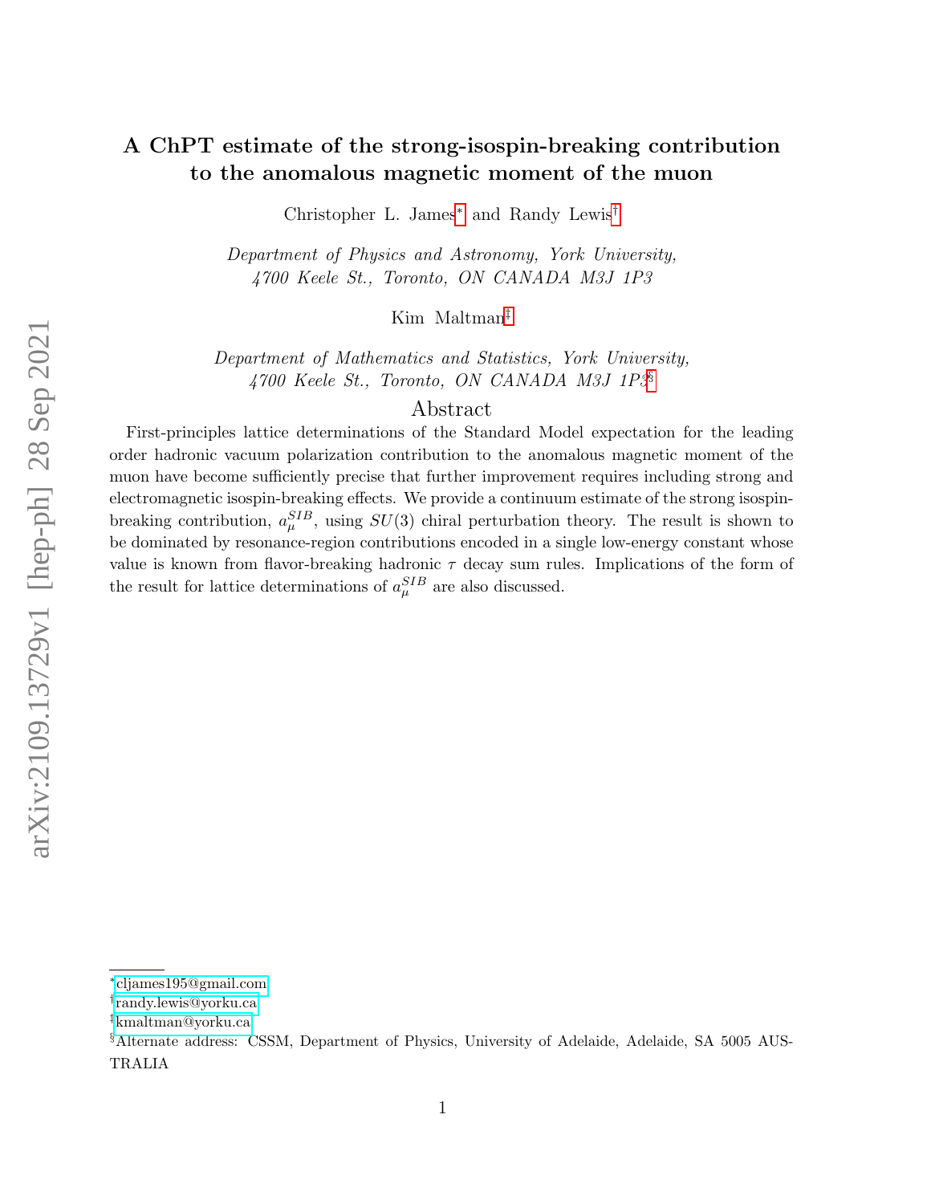# A ChPT estimate of the strong-isospin-breaking contribution to the anomalous magnetic moment of the muon

Christopher L. James[*] and Randy Lewis[†]

*Department of Physics and Astronomy, York University,*
*4700 Keele St., Toronto, ON CANADA M3J 1P3*

Kim Maltman[‡]

*Department of Mathematics and Statistics, York University,*
*4700 Keele St., Toronto, ON CANADA M3J 1P3*[§]

## Abstract

First-principles lattice determinations of the Standard Model expectation for the leading order hadronic vacuum polarization contribution to the anomalous magnetic moment of the muon have become sufficiently precise that further improvement requires including strong and electromagnetic isospin-breaking effects. We provide a continuum estimate of the strong isospin-breaking contribution, $a_\mu^{SIB}$, using $SU(3)$ chiral perturbation theory. The result is shown to be dominated by resonance-region contributions encoded in a single low-energy constant whose value is known from flavor-breaking hadronic $\tau$ decay sum rules. Implications of the form of the result for lattice determinations of $a_\mu^{SIB}$ are also discussed.

---

[*] cljames195@gmail.com

[†] randy.lewis@yorku.ca

[‡] kmaltman@yorku.ca

[§] Alternate address: CSSM, Department of Physics, University of Adelaide, Adelaide, SA 5005 AUSTRALIA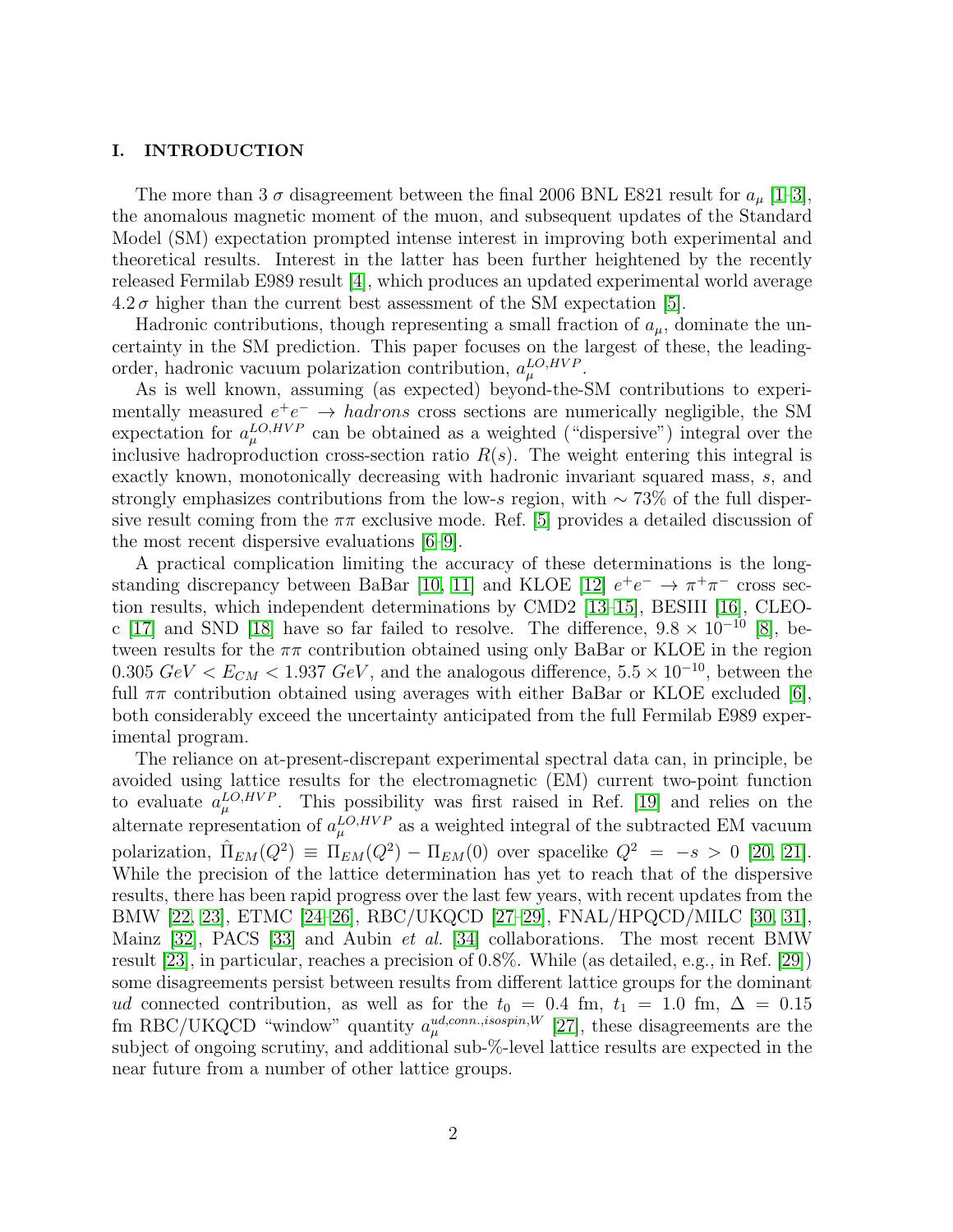## I. INTRODUCTION

The more than 3 $\sigma$ disagreement between the final 2006 BNL E821 result for $a_\mu$ [1–3], the anomalous magnetic moment of the muon, and subsequent updates of the Standard Model (SM) expectation prompted intense interest in improving both experimental and theoretical results. Interest in the latter has been further heightened by the recently released Fermilab E989 result [4], which produces an updated experimental world average $4.2\,\sigma$ higher than the current best assessment of the SM expectation [5].

Hadronic contributions, though representing a small fraction of $a_\mu$, dominate the uncertainty in the SM prediction. This paper focuses on the largest of these, the leading-order, hadronic vacuum polarization contribution, $a_\mu^{LO,HVP}$.

As is well known, assuming (as expected) beyond-the-SM contributions to experimentally measured $e^+e^- \to hadrons$ cross sections are numerically negligible, the SM expectation for $a_\mu^{LO,HVP}$ can be obtained as a weighted ("dispersive") integral over the inclusive hadroproduction cross-section ratio $R(s)$. The weight entering this integral is exactly known, monotonically decreasing with hadronic invariant squared mass, $s$, and strongly emphasizes contributions from the low-$s$ region, with $\sim 73\%$ of the full dispersive result coming from the $\pi\pi$ exclusive mode. Ref. [5] provides a detailed discussion of the most recent dispersive evaluations [6–9].

A practical complication limiting the accuracy of these determinations is the long-standing discrepancy between BaBar [10, 11] and KLOE [12] $e^+e^- \to \pi^+\pi^-$ cross section results, which independent determinations by CMD2 [13–15], BESIII [16], CLEO-c [17] and SND [18] have so far failed to resolve. The difference, $9.8 \times 10^{-10}$ [8], between results for the $\pi\pi$ contribution obtained using only BaBar or KLOE in the region $0.305\ GeV < E_{CM} < 1.937\ GeV$, and the analogous difference, $5.5 \times 10^{-10}$, between the full $\pi\pi$ contribution obtained using averages with either BaBar or KLOE excluded [6], both considerably exceed the uncertainty anticipated from the full Fermilab E989 experimental program.

The reliance on at-present-discrepant experimental spectral data can, in principle, be avoided using lattice results for the electromagnetic (EM) current two-point function to evaluate $a_\mu^{LO,HVP}$. This possibility was first raised in Ref. [19] and relies on the alternate representation of $a_\mu^{LO,HVP}$ as a weighted integral of the subtracted EM vacuum polarization, $\hat{\Pi}_{EM}(Q^2) \equiv \Pi_{EM}(Q^2) - \Pi_{EM}(0)$ over spacelike $Q^2 = -s > 0$ [20, 21]. While the precision of the lattice determination has yet to reach that of the dispersive results, there has been rapid progress over the last few years, with recent updates from the BMW [22, 23], ETMC [24–26], RBC/UKQCD [27–29], FNAL/HPQCD/MILC [30, 31], Mainz [32], PACS [33] and Aubin *et al.* [34] collaborations. The most recent BMW result [23], in particular, reaches a precision of 0.8%. While (as detailed, e.g., in Ref. [29]) some disagreements persist between results from different lattice groups for the dominant $ud$ connected contribution, as well as for the $t_0 = 0.4$ fm, $t_1 = 1.0$ fm, $\Delta = 0.15$ fm RBC/UKQCD "window" quantity $a_\mu^{ud,conn.,isospin,W}$ [27], these disagreements are the subject of ongoing scrutiny, and additional sub-%-level lattice results are expected in the near future from a number of other lattice groups.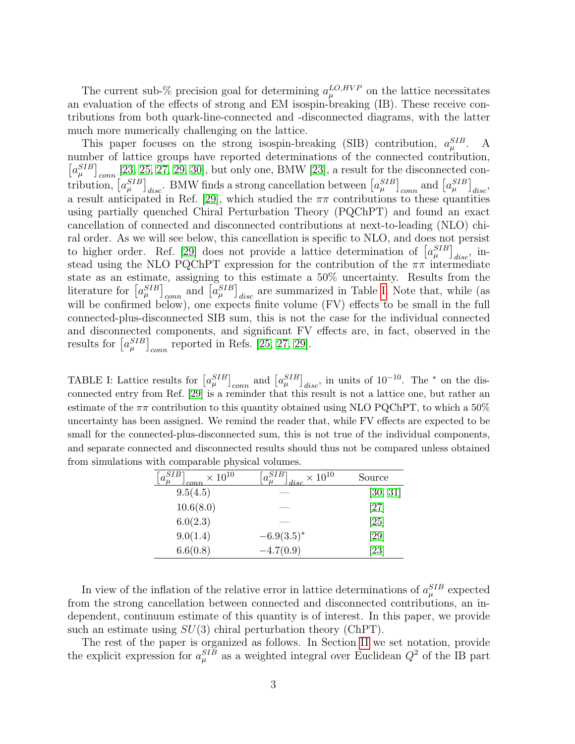The current sub-% precision goal for determining $a_\mu^{LO,HVP}$ on the lattice necessitates an evaluation of the effects of strong and EM isospin-breaking (IB). These receive contributions from both quark-line-connected and -disconnected diagrams, with the latter much more numerically challenging on the lattice.

This paper focuses on the strong isospin-breaking (SIB) contribution, $a_\mu^{SIB}$. A number of lattice groups have reported determinations of the connected contribution, $\left[a_\mu^{SIB}\right]_{conn}$ [23, 25, 27, 29, 30], but only one, BMW [23], a result for the disconnected contribution, $\left[a_\mu^{SIB}\right]_{disc}$. BMW finds a strong cancellation between $\left[a_\mu^{SIB}\right]_{conn}$ and $\left[a_\mu^{SIB}\right]_{disc}$, a result anticipated in Ref. [29], which studied the $\pi\pi$ contributions to these quantities using partially quenched Chiral Perturbation Theory (PQChPT) and found an exact cancellation of connected and disconnected contributions at next-to-leading (NLO) chiral order. As we will see below, this cancellation is specific to NLO, and does not persist to higher order. Ref. [29] does not provide a lattice determination of $\left[a_\mu^{SIB}\right]_{disc}$, instead using the NLO PQChPT expression for the contribution of the $\pi\pi$ intermediate state as an estimate, assigning to this estimate a 50% uncertainty. Results from the literature for $\left[a_\mu^{SIB}\right]_{conn}$ and $\left[a_\mu^{SIB}\right]_{disc}$ are summarized in Table I. Note that, while (as will be confirmed below), one expects finite volume (FV) effects to be small in the full connected-plus-disconnected SIB sum, this is not the case for the individual connected and disconnected components, and significant FV effects are, in fact, observed in the results for $\left[a_\mu^{SIB}\right]_{conn}$ reported in Refs. [25, 27, 29].

TABLE I: Lattice results for $\left[a_\mu^{SIB}\right]_{conn}$ and $\left[a_\mu^{SIB}\right]_{disc}$, in units of $10^{-10}$. The $^*$ on the disconnected entry from Ref. [29] is a reminder that this result is not a lattice one, but rather an estimate of the $\pi\pi$ contribution to this quantity obtained using NLO PQChPT, to which a 50% uncertainty has been assigned. We remind the reader that, while FV effects are expected to be small for the connected-plus-disconnected sum, this is not true of the individual components, and separate connected and disconnected results should thus not be compared unless obtained from simulations with comparable physical volumes.

| $\left[a_\mu^{SIB}\right]_{conn} \times 10^{10}$ | $\left[a_\mu^{SIB}\right]_{disc} \times 10^{10}$ | Source |
|---|---|---|
| 9.5(4.5) | — | [30, 31] |
| 10.6(8.0) | — | [27] |
| 6.0(2.3) | — | [25] |
| 9.0(1.4) | $-6.9(3.5)^*$ | [29] |
| 6.6(0.8) | $-4.7(0.9)$ | [23] |

In view of the inflation of the relative error in lattice determinations of $a_\mu^{SIB}$ expected from the strong cancellation between connected and disconnected contributions, an independent, continuum estimate of this quantity is of interest. In this paper, we provide such an estimate using $SU(3)$ chiral perturbation theory (ChPT).

The rest of the paper is organized as follows. In Section II we set notation, provide the explicit expression for $a_\mu^{SIB}$ as a weighted integral over Euclidean $Q^2$ of the IB part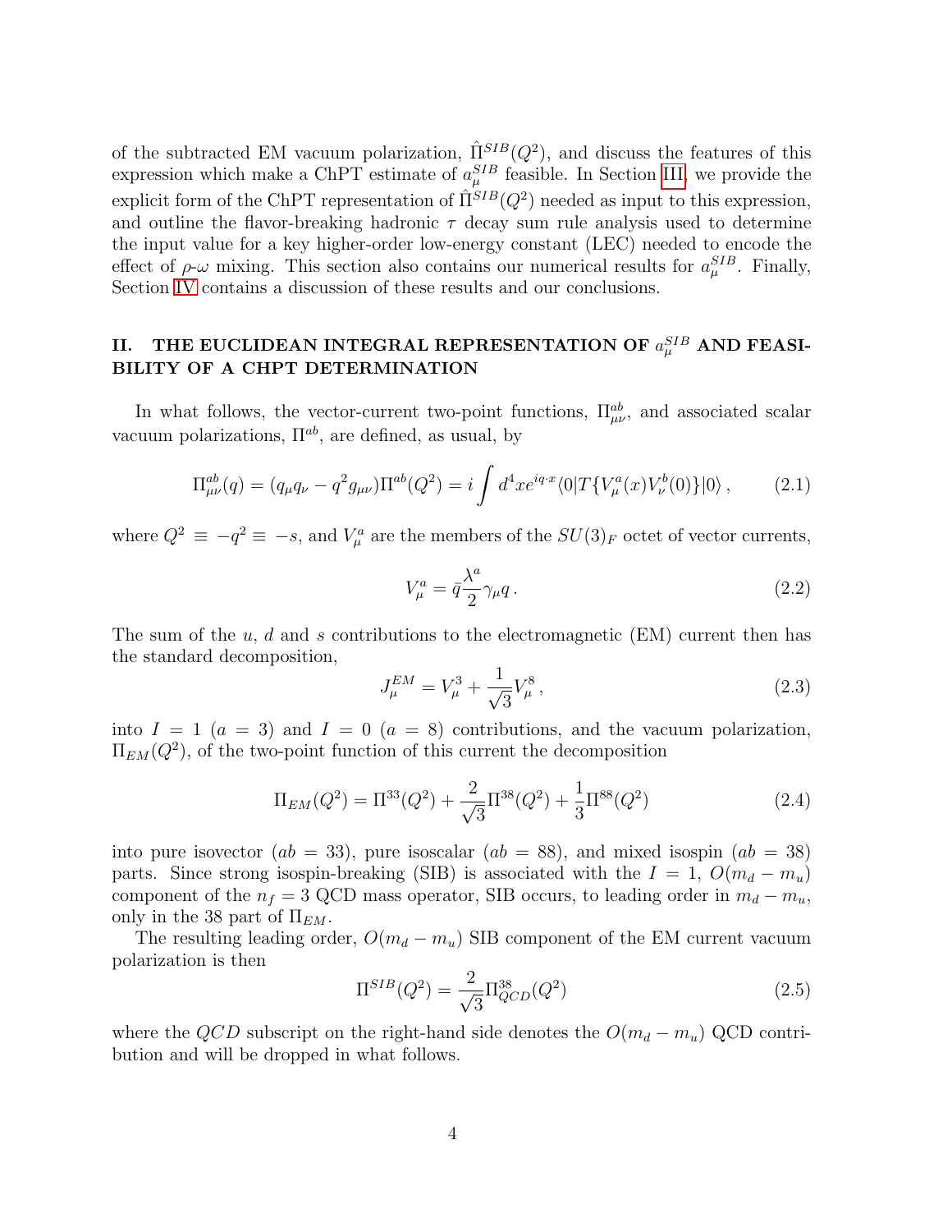of the subtracted EM vacuum polarization, $\hat{\Pi}^{SIB}(Q^2)$, and discuss the features of this expression which make a ChPT estimate of $a_\mu^{SIB}$ feasible. In Section III, we provide the explicit form of the ChPT representation of $\hat{\Pi}^{SIB}(Q^2)$ needed as input to this expression, and outline the flavor-breaking hadronic $\tau$ decay sum rule analysis used to determine the input value for a key higher-order low-energy constant (LEC) needed to encode the effect of $\rho$-$\omega$ mixing. This section also contains our numerical results for $a_\mu^{SIB}$. Finally, Section IV contains a discussion of these results and our conclusions.

## II. THE EUCLIDEAN INTEGRAL REPRESENTATION OF $a_\mu^{SIB}$ AND FEASIBILITY OF A CHPT DETERMINATION

In what follows, the vector-current two-point functions, $\Pi^{ab}_{\mu\nu}$, and associated scalar vacuum polarizations, $\Pi^{ab}$, are defined, as usual, by

$$\Pi^{ab}_{\mu\nu}(q) = (q_\mu q_\nu - q^2 g_{\mu\nu})\Pi^{ab}(Q^2) = i\int d^4x e^{iq\cdot x}\langle 0|T\{V^a_\mu(x)V^b_\nu(0)\}|0\rangle\,, \tag{2.1}$$

where $Q^2 \equiv -q^2 \equiv -s$, and $V^a_\mu$ are the members of the $SU(3)_F$ octet of vector currents,

$$V^a_\mu = \bar{q}\frac{\lambda^a}{2}\gamma_\mu q\,. \tag{2.2}$$

The sum of the $u$, $d$ and $s$ contributions to the electromagnetic (EM) current then has the standard decomposition,

$$J^{EM}_\mu = V^3_\mu + \frac{1}{\sqrt{3}}V^8_\mu\,, \tag{2.3}$$

into $I=1$ ($a=3$) and $I=0$ ($a=8$) contributions, and the vacuum polarization, $\Pi_{EM}(Q^2)$, of the two-point function of this current the decomposition

$$\Pi_{EM}(Q^2) = \Pi^{33}(Q^2) + \frac{2}{\sqrt{3}}\Pi^{38}(Q^2) + \frac{1}{3}\Pi^{88}(Q^2) \tag{2.4}$$

into pure isovector ($ab=33$), pure isoscalar ($ab=88$), and mixed isospin ($ab=38$) parts. Since strong isospin-breaking (SIB) is associated with the $I=1$, $O(m_d-m_u)$ component of the $n_f=3$ QCD mass operator, SIB occurs, to leading order in $m_d-m_u$, only in the 38 part of $\Pi_{EM}$.

The resulting leading order, $O(m_d-m_u)$ SIB component of the EM current vacuum polarization is then

$$\Pi^{SIB}(Q^2) = \frac{2}{\sqrt{3}}\Pi^{38}_{QCD}(Q^2) \tag{2.5}$$

where the $QCD$ subscript on the right-hand side denotes the $O(m_d-m_u)$ QCD contribution and will be dropped in what follows.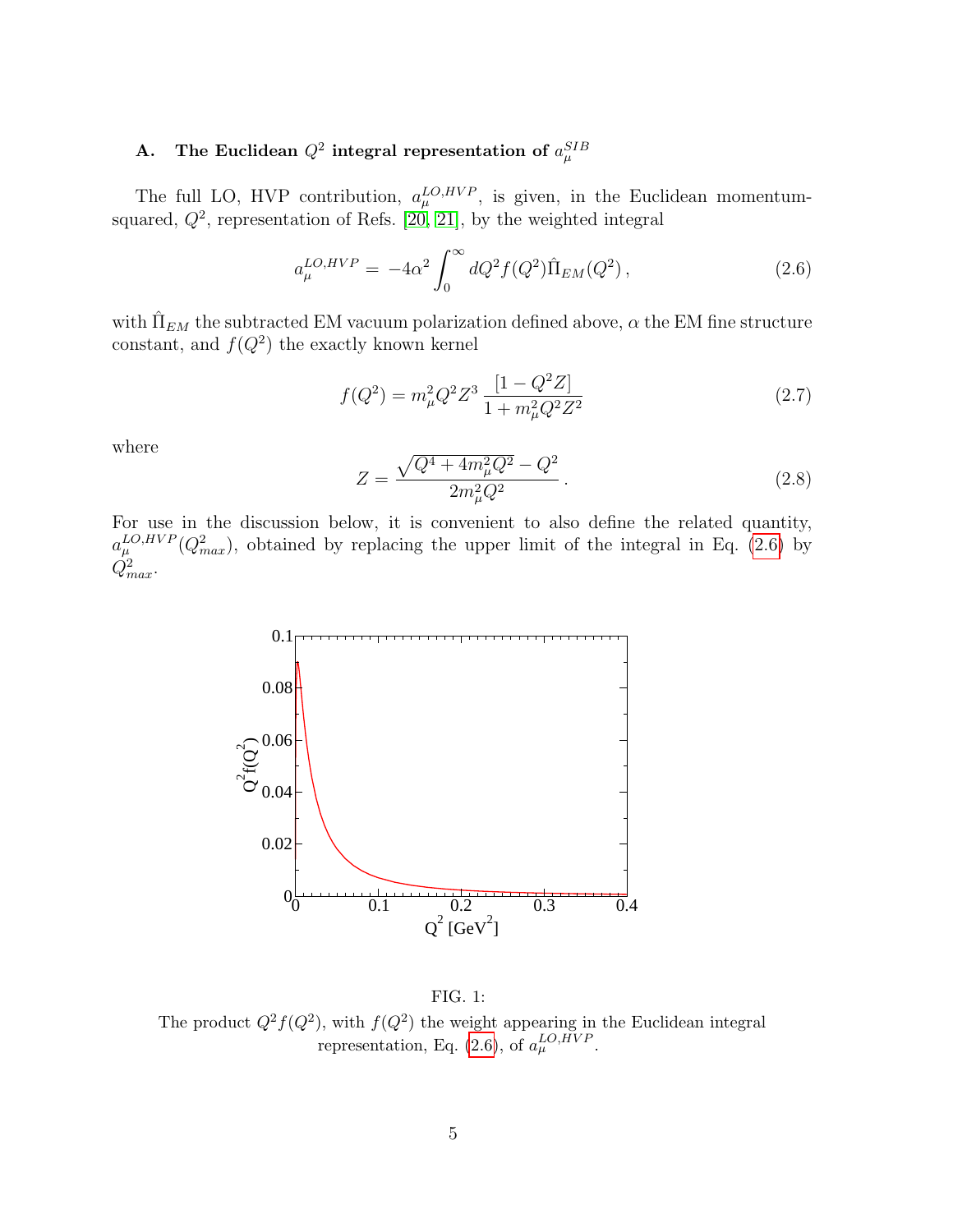### A. The Euclidean $Q^2$ integral representation of $a_\mu^{SIB}$

The full LO, HVP contribution, $a_\mu^{LO,HVP}$, is given, in the Euclidean momentum-squared, $Q^2$, representation of Refs. [20, 21], by the weighted integral

$$a_\mu^{LO,HVP} = -4\alpha^2 \int_0^\infty dQ^2 f(Q^2)\hat{\Pi}_{EM}(Q^2)\,, \tag{2.6}$$

with $\hat{\Pi}_{EM}$ the subtracted EM vacuum polarization defined above, $\alpha$ the EM fine structure constant, and $f(Q^2)$ the exactly known kernel

$$f(Q^2) = m_\mu^2 Q^2 Z^3 \frac{[1 - Q^2 Z]}{1 + m_\mu^2 Q^2 Z^2} \tag{2.7}$$

where

$$Z = \frac{\sqrt{Q^4 + 4m_\mu^2 Q^2} - Q^2}{2m_\mu^2 Q^2}\,. \tag{2.8}$$

For use in the discussion below, it is convenient to also define the related quantity, $a_\mu^{LO,HVP}(Q^2_{max})$, obtained by replacing the upper limit of the integral in Eq. (2.6) by $Q^2_{max}$.

FIG. 1:
The product $Q^2 f(Q^2)$, with $f(Q^2)$ the weight appearing in the Euclidean integral representation, Eq. (2.6), of $a_\mu^{LO,HVP}$.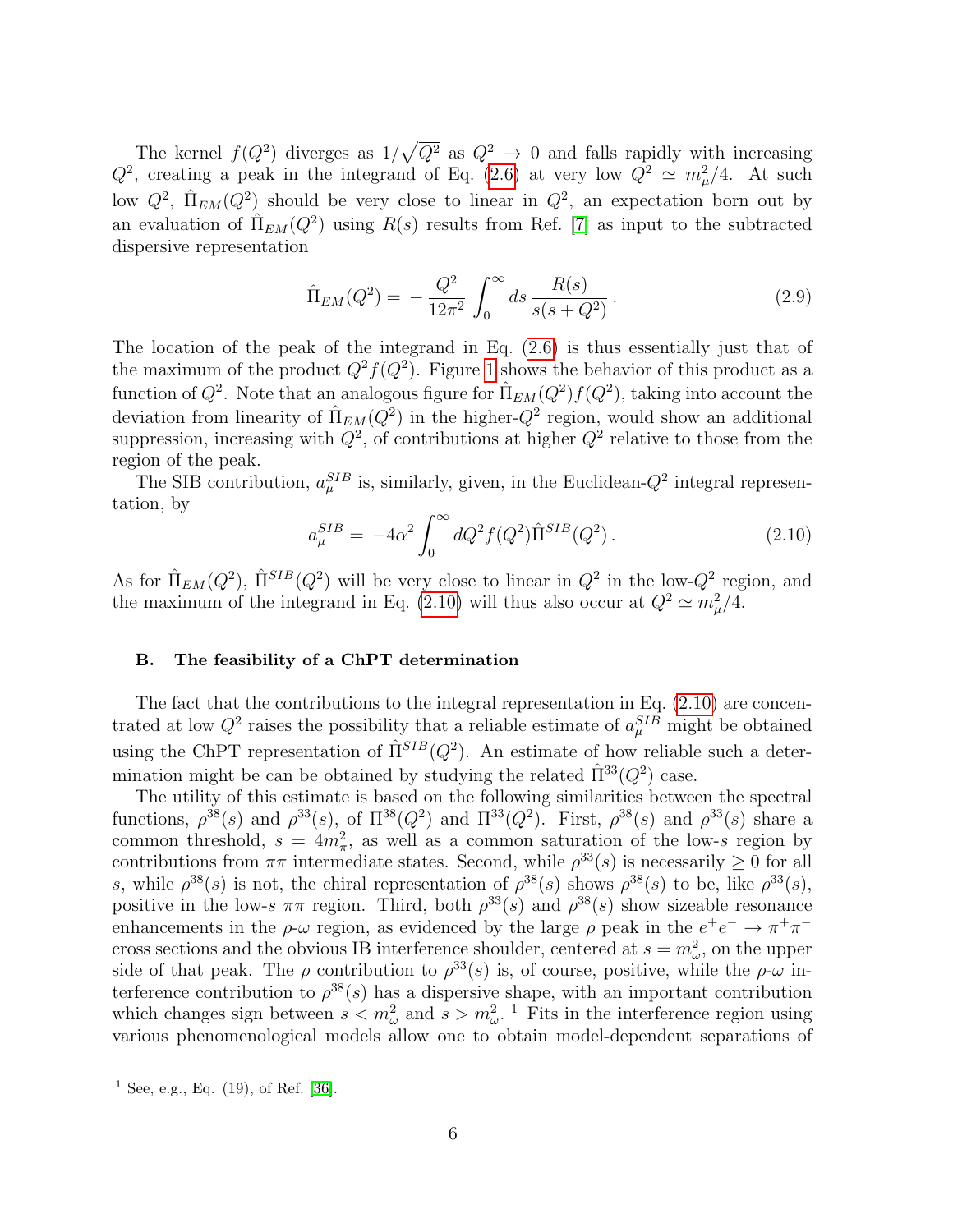The kernel $f(Q^2)$ diverges as $1/\sqrt{Q^2}$ as $Q^2 \to 0$ and falls rapidly with increasing $Q^2$, creating a peak in the integrand of Eq. (2.6) at very low $Q^2 \simeq m_\mu^2/4$. At such low $Q^2$, $\hat{\Pi}_{EM}(Q^2)$ should be very close to linear in $Q^2$, an expectation born out by an evaluation of $\hat{\Pi}_{EM}(Q^2)$ using $R(s)$ results from Ref. [7] as input to the subtracted dispersive representation

$$\hat{\Pi}_{EM}(Q^2) = -\frac{Q^2}{12\pi^2}\int_0^\infty ds\, \frac{R(s)}{s(s+Q^2)}\,. \tag{2.9}$$

The location of the peak of the integrand in Eq. (2.6) is thus essentially just that of the maximum of the product $Q^2 f(Q^2)$. Figure 1 shows the behavior of this product as a function of $Q^2$. Note that an analogous figure for $\hat{\Pi}_{EM}(Q^2)f(Q^2)$, taking into account the deviation from linearity of $\hat{\Pi}_{EM}(Q^2)$ in the higher-$Q^2$ region, would show an additional suppression, increasing with $Q^2$, of contributions at higher $Q^2$ relative to those from the region of the peak.

The SIB contribution, $a_\mu^{SIB}$ is, similarly, given, in the Euclidean-$Q^2$ integral representation, by

$$a_\mu^{SIB} = -4\alpha^2 \int_0^\infty dQ^2 f(Q^2)\hat{\Pi}^{SIB}(Q^2)\,. \tag{2.10}$$

As for $\hat{\Pi}_{EM}(Q^2)$, $\hat{\Pi}^{SIB}(Q^2)$ will be very close to linear in $Q^2$ in the low-$Q^2$ region, and the maximum of the integrand in Eq. (2.10) will thus also occur at $Q^2 \simeq m_\mu^2/4$.

### B. The feasibility of a ChPT determination

The fact that the contributions to the integral representation in Eq. (2.10) are concentrated at low $Q^2$ raises the possibility that a reliable estimate of $a_\mu^{SIB}$ might be obtained using the ChPT representation of $\hat{\Pi}^{SIB}(Q^2)$. An estimate of how reliable such a determination might be can be obtained by studying the related $\hat{\Pi}^{33}(Q^2)$ case.

The utility of this estimate is based on the following similarities between the spectral functions, $\rho^{38}(s)$ and $\rho^{33}(s)$, of $\Pi^{38}(Q^2)$ and $\Pi^{33}(Q^2)$. First, $\rho^{38}(s)$ and $\rho^{33}(s)$ share a common threshold, $s = 4m_\pi^2$, as well as a common saturation of the low-$s$ region by contributions from $\pi\pi$ intermediate states. Second, while $\rho^{33}(s)$ is necessarily $\geq 0$ for all $s$, while $\rho^{38}(s)$ is not, the chiral representation of $\rho^{38}(s)$ shows $\rho^{38}(s)$ to be, like $\rho^{33}(s)$, positive in the low-$s$ $\pi\pi$ region. Third, both $\rho^{33}(s)$ and $\rho^{38}(s)$ show sizeable resonance enhancements in the $\rho$-$\omega$ region, as evidenced by the large $\rho$ peak in the $e^+e^- \to \pi^+\pi^-$ cross sections and the obvious IB interference shoulder, centered at $s = m_\omega^2$, on the upper side of that peak. The $\rho$ contribution to $\rho^{33}(s)$ is, of course, positive, while the $\rho$-$\omega$ interference contribution to $\rho^{38}(s)$ has a dispersive shape, with an important contribution which changes sign between $s < m_\omega^2$ and $s > m_\omega^2$. [1] Fits in the interference region using various phenomenological models allow one to obtain model-dependent separations of

[1] See, e.g., Eq. (19), of Ref. [36].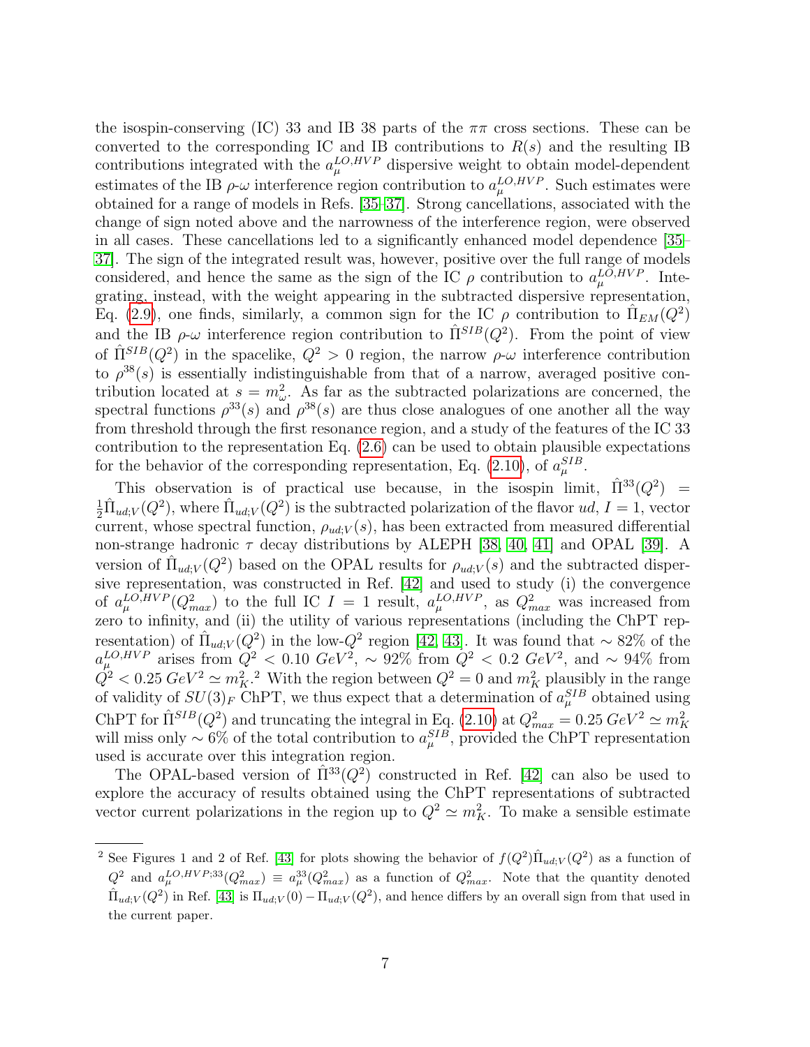the isospin-conserving (IC) 33 and IB 38 parts of the $\pi\pi$ cross sections. These can be converted to the corresponding IC and IB contributions to $R(s)$ and the resulting IB contributions integrated with the $a_\mu^{LO,HVP}$ dispersive weight to obtain model-dependent estimates of the IB $\rho$-$\omega$ interference region contribution to $a_\mu^{LO,HVP}$. Such estimates were obtained for a range of models in Refs. [35–37]. Strong cancellations, associated with the change of sign noted above and the narrowness of the interference region, were observed in all cases. These cancellations led to a significantly enhanced model dependence [35–37]. The sign of the integrated result was, however, positive over the full range of models considered, and hence the same as the sign of the IC $\rho$ contribution to $a_\mu^{LO,HVP}$. Integrating, instead, with the weight appearing in the subtracted dispersive representation, Eq. (2.9), one finds, similarly, a common sign for the IC $\rho$ contribution to $\hat{\Pi}_{EM}(Q^2)$ and the IB $\rho$-$\omega$ interference region contribution to $\hat{\Pi}^{SIB}(Q^2)$. From the point of view of $\hat{\Pi}^{SIB}(Q^2)$ in the spacelike, $Q^2 > 0$ region, the narrow $\rho$-$\omega$ interference contribution to $\rho^{38}(s)$ is essentially indistinguishable from that of a narrow, averaged positive contribution located at $s = m_\omega^2$. As far as the subtracted polarizations are concerned, the spectral functions $\rho^{33}(s)$ and $\rho^{38}(s)$ are thus close analogues of one another all the way from threshold through the first resonance region, and a study of the features of the IC 33 contribution to the representation Eq. (2.6) can be used to obtain plausible expectations for the behavior of the corresponding representation, Eq. (2.10), of $a_\mu^{SIB}$.

This observation is of practical use because, in the isospin limit, $\hat{\Pi}^{33}(Q^2) = \frac{1}{2}\hat{\Pi}_{ud;V}(Q^2)$, where $\hat{\Pi}_{ud;V}(Q^2)$ is the subtracted polarization of the flavor $ud$, $I = 1$, vector current, whose spectral function, $\rho_{ud;V}(s)$, has been extracted from measured differential non-strange hadronic $\tau$ decay distributions by ALEPH [38, 40, 41] and OPAL [39]. A version of $\hat{\Pi}_{ud;V}(Q^2)$ based on the OPAL results for $\rho_{ud;V}(s)$ and the subtracted dispersive representation, was constructed in Ref. [42] and used to study (i) the convergence of $a_\mu^{LO,HVP}(Q^2_{max})$ to the full IC $I = 1$ result, $a_\mu^{LO,HVP}$, as $Q^2_{max}$ was increased from zero to infinity, and (ii) the utility of various representations (including the ChPT representation) of $\hat{\Pi}_{ud;V}(Q^2)$ in the low-$Q^2$ region [42, 43]. It was found that $\sim 82\%$ of the $a_\mu^{LO,HVP}$ arises from $Q^2 < 0.10\ GeV^2$, $\sim 92\%$ from $Q^2 < 0.2\ GeV^2$, and $\sim 94\%$ from $Q^2 < 0.25\ GeV^2 \simeq m_K^2$.[2] With the region between $Q^2 = 0$ and $m_K^2$ plausibly in the range of validity of $SU(3)_F$ ChPT, we thus expect that a determination of $a_\mu^{SIB}$ obtained using ChPT for $\hat{\Pi}^{SIB}(Q^2)$ and truncating the integral in Eq. (2.10) at $Q^2_{max} = 0.25\ GeV^2 \simeq m_K^2$ will miss only $\sim 6\%$ of the total contribution to $a_\mu^{SIB}$, provided the ChPT representation used is accurate over this integration region.

The OPAL-based version of $\hat{\Pi}^{33}(Q^2)$ constructed in Ref. [42] can also be used to explore the accuracy of results obtained using the ChPT representations of subtracted vector current polarizations in the region up to $Q^2 \simeq m_K^2$. To make a sensible estimate

[2] See Figures 1 and 2 of Ref. [43] for plots showing the behavior of $f(Q^2)\hat{\Pi}_{ud;V}(Q^2)$ as a function of $Q^2$ and $a_\mu^{LO,HVP;33}(Q^2_{max}) \equiv a_\mu^{33}(Q^2_{max})$ as a function of $Q^2_{max}$. Note that the quantity denoted $\hat{\Pi}_{ud;V}(Q^2)$ in Ref. [43] is $\Pi_{ud;V}(0) - \Pi_{ud;V}(Q^2)$, and hence differs by an overall sign from that used in the current paper.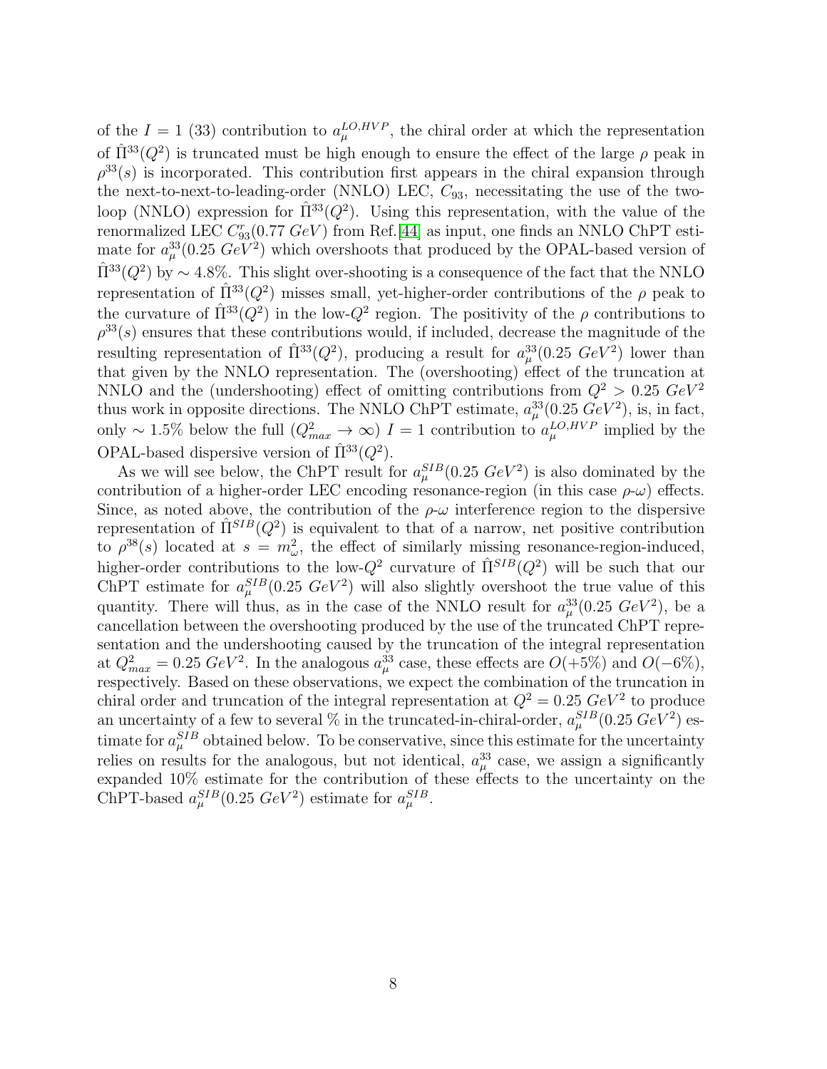of the $I = 1$ (33) contribution to $a_\mu^{LO,HVP}$, the chiral order at which the representation of $\hat{\Pi}^{33}(Q^2)$ is truncated must be high enough to ensure the effect of the large $\rho$ peak in $\rho^{33}(s)$ is incorporated. This contribution first appears in the chiral expansion through the next-to-next-to-leading-order (NNLO) LEC, $C_{93}$, necessitating the use of the two-loop (NNLO) expression for $\hat{\Pi}^{33}(Q^2)$. Using this representation, with the value of the renormalized LEC $C_{93}^r(0.77\ GeV)$ from Ref.[44] as input, one finds an NNLO ChPT estimate for $a_\mu^{33}(0.25\ GeV^2)$ which overshoots that produced by the OPAL-based version of $\hat{\Pi}^{33}(Q^2)$ by $\sim 4.8\%$. This slight over-shooting is a consequence of the fact that the NNLO representation of $\hat{\Pi}^{33}(Q^2)$ misses small, yet-higher-order contributions of the $\rho$ peak to the curvature of $\hat{\Pi}^{33}(Q^2)$ in the low-$Q^2$ region. The positivity of the $\rho$ contributions to $\rho^{33}(s)$ ensures that these contributions would, if included, decrease the magnitude of the resulting representation of $\hat{\Pi}^{33}(Q^2)$, producing a result for $a_\mu^{33}(0.25\ GeV^2)$ lower than that given by the NNLO representation. The (overshooting) effect of the truncation at NNLO and the (undershooting) effect of omitting contributions from $Q^2 > 0.25\ GeV^2$ thus work in opposite directions. The NNLO ChPT estimate, $a_\mu^{33}(0.25\ GeV^2)$, is, in fact, only $\sim 1.5\%$ below the full ($Q^2_{max} \to \infty$) $I = 1$ contribution to $a_\mu^{LO,HVP}$ implied by the OPAL-based dispersive version of $\hat{\Pi}^{33}(Q^2)$.

As we will see below, the ChPT result for $a_\mu^{SIB}(0.25\ GeV^2)$ is also dominated by the contribution of a higher-order LEC encoding resonance-region (in this case $\rho$-$\omega$) effects. Since, as noted above, the contribution of the $\rho$-$\omega$ interference region to the dispersive representation of $\hat{\Pi}^{SIB}(Q^2)$ is equivalent to that of a narrow, net positive contribution to $\rho^{38}(s)$ located at $s = m_\omega^2$, the effect of similarly missing resonance-region-induced, higher-order contributions to the low-$Q^2$ curvature of $\hat{\Pi}^{SIB}(Q^2)$ will be such that our ChPT estimate for $a_\mu^{SIB}(0.25\ GeV^2)$ will also slightly overshoot the true value of this quantity. There will thus, as in the case of the NNLO result for $a_\mu^{33}(0.25\ GeV^2)$, be a cancellation between the overshooting produced by the use of the truncated ChPT representation and the undershooting caused by the truncation of the integral representation at $Q^2_{max} = 0.25\ GeV^2$. In the analogous $a_\mu^{33}$ case, these effects are $O(+5\%)$ and $O(-6\%)$, respectively. Based on these observations, we expect the combination of the truncation in chiral order and truncation of the integral representation at $Q^2 = 0.25\ GeV^2$ to produce an uncertainty of a few to several % in the truncated-in-chiral-order, $a_\mu^{SIB}(0.25\ GeV^2)$ estimate for $a_\mu^{SIB}$ obtained below. To be conservative, since this estimate for the uncertainty relies on results for the analogous, but not identical, $a_\mu^{33}$ case, we assign a significantly expanded 10% estimate for the contribution of these effects to the uncertainty on the ChPT-based $a_\mu^{SIB}(0.25\ GeV^2)$ estimate for $a_\mu^{SIB}$.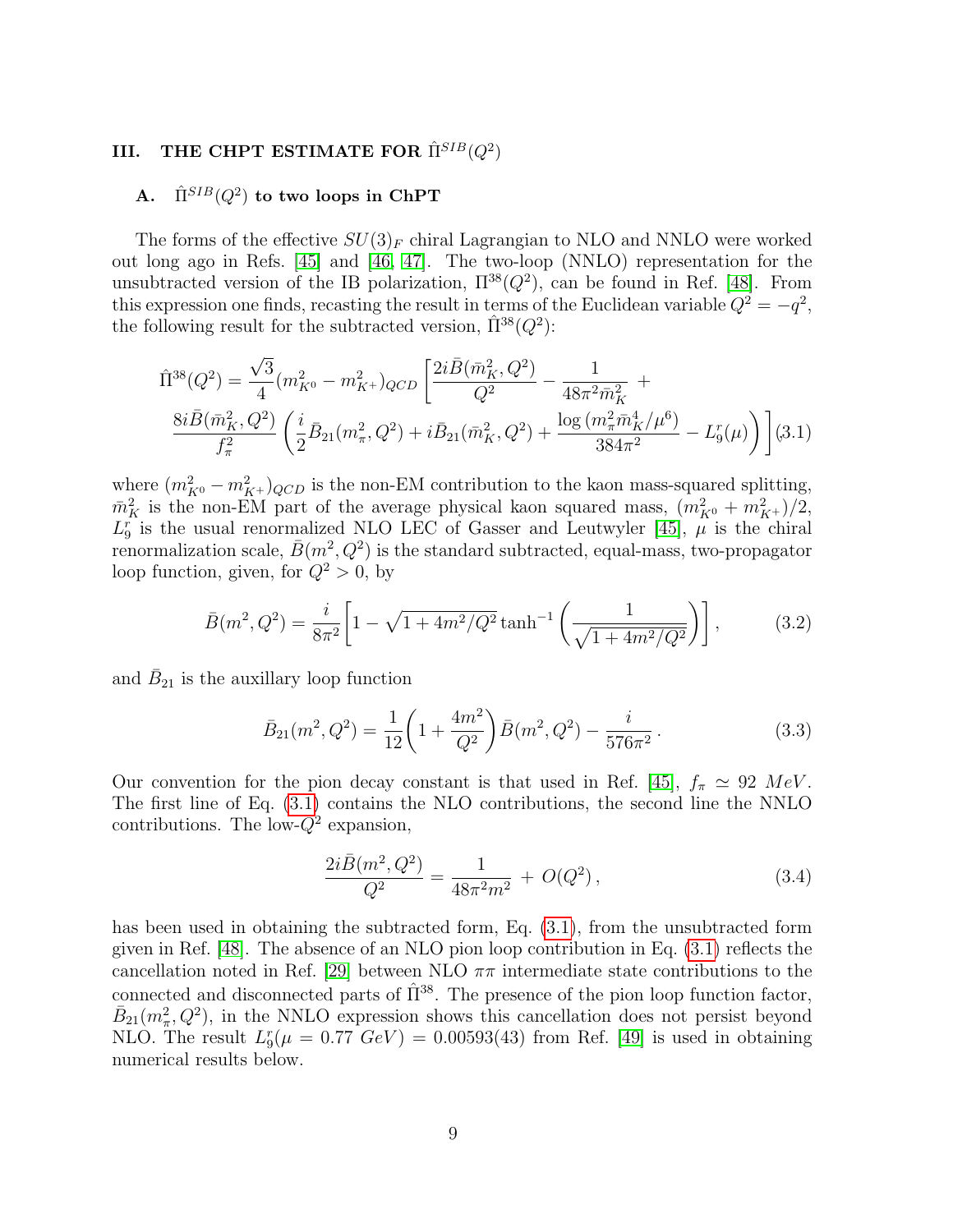## III. THE CHPT ESTIMATE FOR $\hat{\Pi}^{SIB}(Q^2)$

### A. $\hat{\Pi}^{SIB}(Q^2)$ to two loops in ChPT

The forms of the effective $SU(3)_F$ chiral Lagrangian to NLO and NNLO were worked out long ago in Refs. [45] and [46, 47]. The two-loop (NNLO) representation for the unsubtracted version of the IB polarization, $\Pi^{38}(Q^2)$, can be found in Ref. [48]. From this expression one finds, recasting the result in terms of the Euclidean variable $Q^2 = -q^2$, the following result for the subtracted version, $\hat{\Pi}^{38}(Q^2)$:

$$
\hat{\Pi}^{38}(Q^2) = \frac{\sqrt{3}}{4}(m^2_{K^0} - m^2_{K^+})_{QCD}\left[\frac{2i\bar{B}(\bar{m}^2_K, Q^2)}{Q^2} - \frac{1}{48\pi^2\bar{m}^2_K} + \right.
$$
$$
\left. \frac{8i\bar{B}(\bar{m}^2_K, Q^2)}{f^2_\pi}\left(\frac{i}{2}\bar{B}_{21}(m^2_\pi, Q^2) + i\bar{B}_{21}(\bar{m}^2_K, Q^2) + \frac{\log\left(m^2_\pi \bar{m}^4_K/\mu^6\right)}{384\pi^2} - L^r_9(\mu)\right)\right] \quad (3.1)
$$

where $(m^2_{K^0} - m^2_{K^+})_{QCD}$ is the non-EM contribution to the kaon mass-squared splitting, $\bar{m}^2_K$ is the non-EM part of the average physical kaon squared mass, $(m^2_{K^0} + m^2_{K^+})/2$, $L^r_9$ is the usual renormalized NLO LEC of Gasser and Leutwyler [45], $\mu$ is the chiral renormalization scale, $\bar{B}(m^2, Q^2)$ is the standard subtracted, equal-mass, two-propagator loop function, given, for $Q^2 > 0$, by

$$
\bar{B}(m^2, Q^2) = \frac{i}{8\pi^2}\left[1 - \sqrt{1 + 4m^2/Q^2}\tanh^{-1}\left(\frac{1}{\sqrt{1 + 4m^2/Q^2}}\right)\right], \quad (3.2)
$$

and $\bar{B}_{21}$ is the auxillary loop function

$$
\bar{B}_{21}(m^2, Q^2) = \frac{1}{12}\left(1 + \frac{4m^2}{Q^2}\right)\bar{B}(m^2, Q^2) - \frac{i}{576\pi^2}. \quad (3.3)
$$

Our convention for the pion decay constant is that used in Ref. [45], $f_\pi \simeq 92$ $MeV$. The first line of Eq. (3.1) contains the NLO contributions, the second line the NNLO contributions. The low-$Q^2$ expansion,

$$
\frac{2i\bar{B}(m^2, Q^2)}{Q^2} = \frac{1}{48\pi^2 m^2} + O(Q^2), \quad (3.4)
$$

has been used in obtaining the subtracted form, Eq. (3.1), from the unsubtracted form given in Ref. [48]. The absence of an NLO pion loop contribution in Eq. (3.1) reflects the cancellation noted in Ref. [29] between NLO $\pi\pi$ intermediate state contributions to the connected and disconnected parts of $\hat{\Pi}^{38}$. The presence of the pion loop function factor, $\bar{B}_{21}(m^2_\pi, Q^2)$, in the NNLO expression shows this cancellation does not persist beyond NLO. The result $L^r_9(\mu = 0.77$ $GeV) = 0.00593(43)$ from Ref. [49] is used in obtaining numerical results below.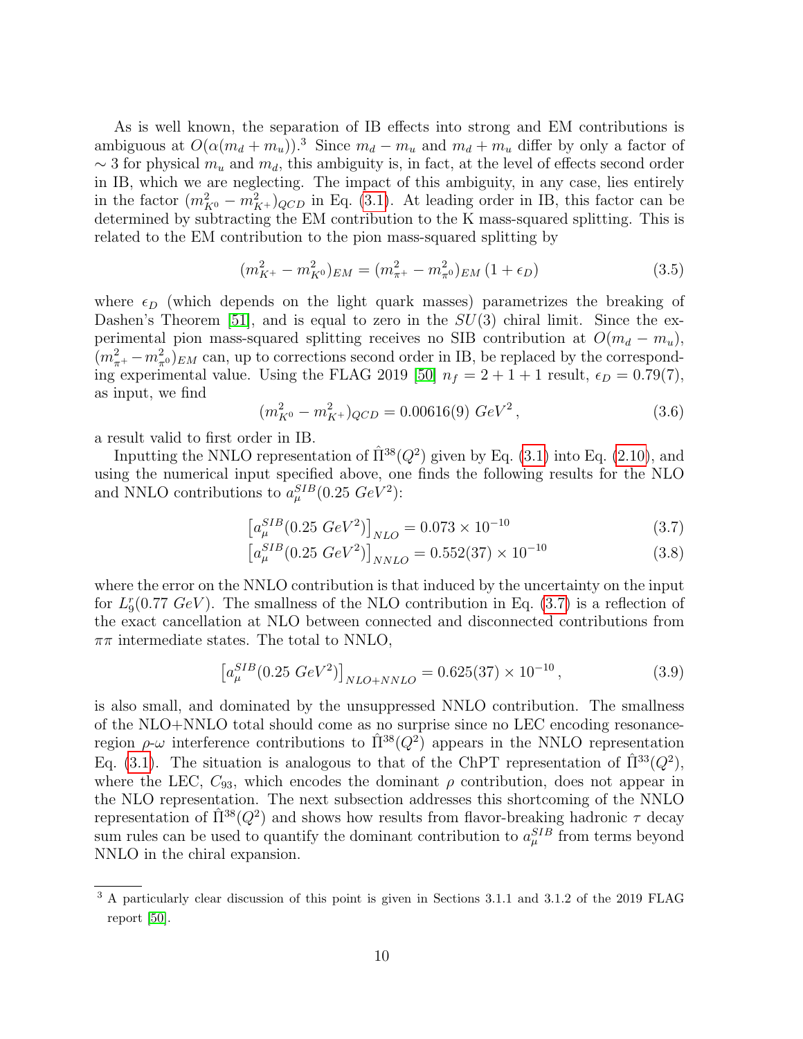As is well known, the separation of IB effects into strong and EM contributions is ambiguous at $O(\alpha(m_d + m_u))$.[3] Since $m_d - m_u$ and $m_d + m_u$ differ by only a factor of $\sim 3$ for physical $m_u$ and $m_d$, this ambiguity is, in fact, at the level of effects second order in IB, which we are neglecting. The impact of this ambiguity, in any case, lies entirely in the factor $(m^2_{K^0} - m^2_{K^+})_{QCD}$ in Eq. (3.1). At leading order in IB, this factor can be determined by subtracting the EM contribution to the K mass-squared splitting. This is related to the EM contribution to the pion mass-squared splitting by

$$(m^2_{K^+} - m^2_{K^0})_{EM} = (m^2_{\pi^+} - m^2_{\pi^0})_{EM}\,(1 + \epsilon_D) \tag{3.5}$$

where $\epsilon_D$ (which depends on the light quark masses) parametrizes the breaking of Dashen's Theorem [51], and is equal to zero in the $SU(3)$ chiral limit. Since the experimental pion mass-squared splitting receives no SIB contribution at $O(m_d - m_u)$, $(m^2_{\pi^+} - m^2_{\pi^0})_{EM}$ can, up to corrections second order in IB, be replaced by the corresponding experimental value. Using the FLAG 2019 [50] $n_f = 2 + 1 + 1$ result, $\epsilon_D = 0.79(7)$, as input, we find

$$(m^2_{K^0} - m^2_{K^+})_{QCD} = 0.00616(9)\ GeV^2\,, \tag{3.6}$$

a result valid to first order in IB.

Inputting the NNLO representation of $\hat{\Pi}^{38}(Q^2)$ given by Eq. (3.1) into Eq. (2.10), and using the numerical input specified above, one finds the following results for the NLO and NNLO contributions to $a_\mu^{SIB}(0.25\ GeV^2)$:

$$\left[a_\mu^{SIB}(0.25\ GeV^2)\right]_{NLO} = 0.073 \times 10^{-10} \tag{3.7}$$

$$\left[a_\mu^{SIB}(0.25\ GeV^2)\right]_{NNLO} = 0.552(37) \times 10^{-10} \tag{3.8}$$

where the error on the NNLO contribution is that induced by the uncertainty on the input for $L_9^r(0.77\ GeV)$. The smallness of the NLO contribution in Eq. (3.7) is a reflection of the exact cancellation at NLO between connected and disconnected contributions from $\pi\pi$ intermediate states. The total to NNLO,

$$\left[a_\mu^{SIB}(0.25\ GeV^2)\right]_{NLO+NNLO} = 0.625(37) \times 10^{-10}\,, \tag{3.9}$$

is also small, and dominated by the unsuppressed NNLO contribution. The smallness of the NLO+NNLO total should come as no surprise since no LEC encoding resonance-region $\rho$-$\omega$ interference contributions to $\hat{\Pi}^{38}(Q^2)$ appears in the NNLO representation Eq. (3.1). The situation is analogous to that of the ChPT representation of $\hat{\Pi}^{33}(Q^2)$, where the LEC, $C_{93}$, which encodes the dominant $\rho$ contribution, does not appear in the NLO representation. The next subsection addresses this shortcoming of the NNLO representation of $\hat{\Pi}^{38}(Q^2)$ and shows how results from flavor-breaking hadronic $\tau$ decay sum rules can be used to quantify the dominant contribution to $a_\mu^{SIB}$ from terms beyond NNLO in the chiral expansion.

---

[3] A particularly clear discussion of this point is given in Sections 3.1.1 and 3.1.2 of the 2019 FLAG report [50].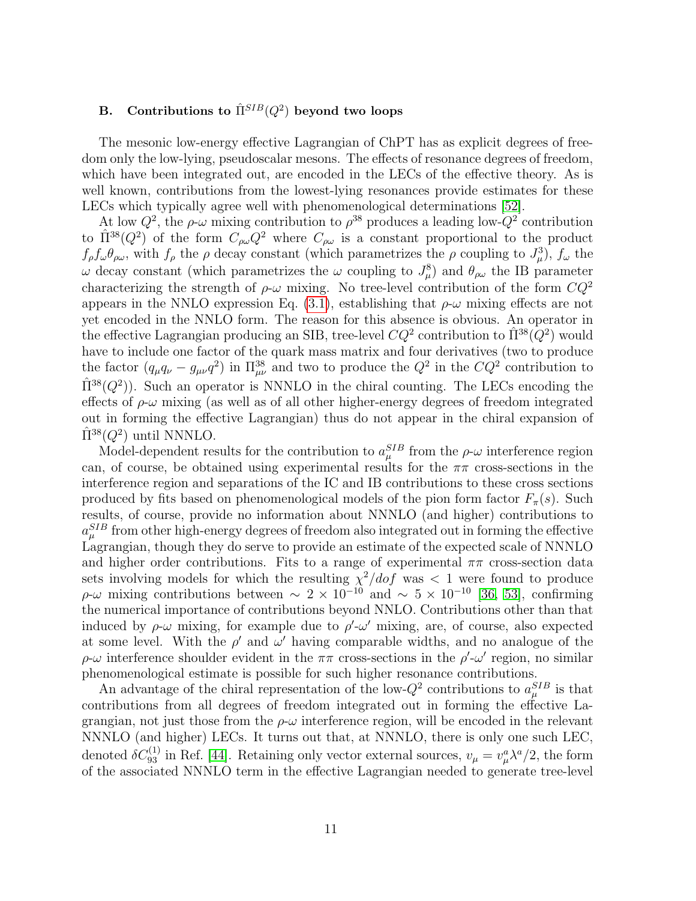### B. Contributions to $\hat{\Pi}^{SIB}(Q^2)$ beyond two loops

The mesonic low-energy effective Lagrangian of ChPT has as explicit degrees of freedom only the low-lying, pseudoscalar mesons. The effects of resonance degrees of freedom, which have been integrated out, are encoded in the LECs of the effective theory. As is well known, contributions from the lowest-lying resonances provide estimates for these LECs which typically agree well with phenomenological determinations [52].

At low $Q^2$, the $\rho$-$\omega$ mixing contribution to $\rho^{38}$ produces a leading low-$Q^2$ contribution to $\hat{\Pi}^{38}(Q^2)$ of the form $C_{\rho\omega}Q^2$ where $C_{\rho\omega}$ is a constant proportional to the product $f_\rho f_\omega \theta_{\rho\omega}$, with $f_\rho$ the $\rho$ decay constant (which parametrizes the $\rho$ coupling to $J^3_\mu$), $f_\omega$ the $\omega$ decay constant (which parametrizes the $\omega$ coupling to $J^8_\mu$) and $\theta_{\rho\omega}$ the IB parameter characterizing the strength of $\rho$-$\omega$ mixing. No tree-level contribution of the form $CQ^2$ appears in the NNLO expression Eq. (3.1), establishing that $\rho$-$\omega$ mixing effects are not yet encoded in the NNLO form. The reason for this absence is obvious. An operator in the effective Lagrangian producing an SIB, tree-level $CQ^2$ contribution to $\hat{\Pi}^{38}(Q^2)$ would have to include one factor of the quark mass matrix and four derivatives (two to produce the factor $(q_\mu q_\nu - g_{\mu\nu}q^2)$ in $\Pi^{38}_{\mu\nu}$ and two to produce the $Q^2$ in the $CQ^2$ contribution to $\hat{\Pi}^{38}(Q^2)$). Such an operator is NNNLO in the chiral counting. The LECs encoding the effects of $\rho$-$\omega$ mixing (as well as of all other higher-energy degrees of freedom integrated out in forming the effective Lagrangian) thus do not appear in the chiral expansion of $\hat{\Pi}^{38}(Q^2)$ until NNNLO.

Model-dependent results for the contribution to $a_\mu^{SIB}$ from the $\rho$-$\omega$ interference region can, of course, be obtained using experimental results for the $\pi\pi$ cross-sections in the interference region and separations of the IC and IB contributions to these cross sections produced by fits based on phenomenological models of the pion form factor $F_\pi(s)$. Such results, of course, provide no information about NNNLO (and higher) contributions to $a_\mu^{SIB}$ from other high-energy degrees of freedom also integrated out in forming the effective Lagrangian, though they do serve to provide an estimate of the expected scale of NNNLO and higher order contributions. Fits to a range of experimental $\pi\pi$ cross-section data sets involving models for which the resulting $\chi^2/dof$ was $< 1$ were found to produce $\rho$-$\omega$ mixing contributions between $\sim 2\times 10^{-10}$ and $\sim 5\times 10^{-10}$ [36, 53], confirming the numerical importance of contributions beyond NNLO. Contributions other than that induced by $\rho$-$\omega$ mixing, for example due to $\rho'$-$\omega'$ mixing, are, of course, also expected at some level. With the $\rho'$ and $\omega'$ having comparable widths, and no analogue of the $\rho$-$\omega$ interference shoulder evident in the $\pi\pi$ cross-sections in the $\rho'$-$\omega'$ region, no similar phenomenological estimate is possible for such higher resonance contributions.

An advantage of the chiral representation of the low-$Q^2$ contributions to $a_\mu^{SIB}$ is that contributions from all degrees of freedom integrated out in forming the effective Lagrangian, not just those from the $\rho$-$\omega$ interference region, will be encoded in the relevant NNNLO (and higher) LECs. It turns out that, at NNNLO, there is only one such LEC, denoted $\delta C^{(1)}_{93}$ in Ref. [44]. Retaining only vector external sources, $v_\mu = v^a_\mu \lambda^a/2$, the form of the associated NNNLO term in the effective Lagrangian needed to generate tree-level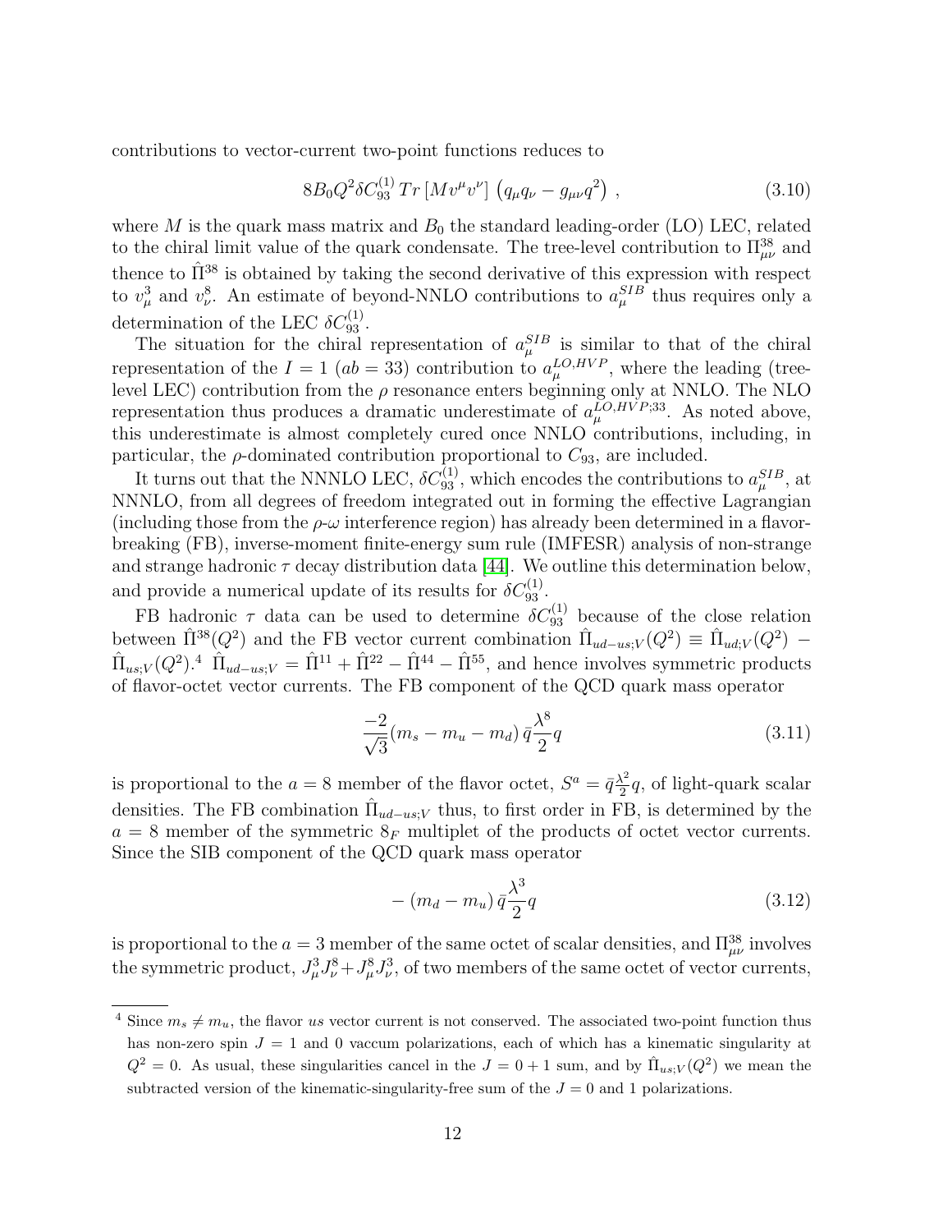contributions to vector-current two-point functions reduces to

$$8B_0 Q^2 \delta C_{93}^{(1)}\, Tr\left[M v^\mu v^\nu\right]\left(q_\mu q_\nu - g_{\mu\nu} q^2\right)\,, \tag{3.10}$$

where $M$ is the quark mass matrix and $B_0$ the standard leading-order (LO) LEC, related to the chiral limit value of the quark condensate. The tree-level contribution to $\Pi^{38}_{\mu\nu}$ and thence to $\hat{\Pi}^{38}$ is obtained by taking the second derivative of this expression with respect to $v^3_\mu$ and $v^8_\nu$. An estimate of beyond-NNLO contributions to $a_\mu^{SIB}$ thus requires only a determination of the LEC $\delta C_{93}^{(1)}$.

The situation for the chiral representation of $a_\mu^{SIB}$ is similar to that of the chiral representation of the $I = 1$ ($ab = 33$) contribution to $a_\mu^{LO,HVP}$, where the leading (tree-level LEC) contribution from the $\rho$ resonance enters beginning only at NNLO. The NLO representation thus produces a dramatic underestimate of $a_\mu^{LO,HVP;33}$. As noted above, this underestimate is almost completely cured once NNLO contributions, including, in particular, the $\rho$-dominated contribution proportional to $C_{93}$, are included.

It turns out that the NNNLO LEC, $\delta C_{93}^{(1)}$, which encodes the contributions to $a_\mu^{SIB}$, at NNNLO, from all degrees of freedom integrated out in forming the effective Lagrangian (including those from the $\rho$-$\omega$ interference region) has already been determined in a flavor-breaking (FB), inverse-moment finite-energy sum rule (IMFESR) analysis of non-strange and strange hadronic $\tau$ decay distribution data [44]. We outline this determination below, and provide a numerical update of its results for $\delta C_{93}^{(1)}$.

FB hadronic $\tau$ data can be used to determine $\delta C_{93}^{(1)}$ because of the close relation between $\hat{\Pi}^{38}(Q^2)$ and the FB vector current combination $\hat{\Pi}_{ud-us;V}(Q^2) \equiv \hat{\Pi}_{ud;V}(Q^2) - \hat{\Pi}_{us;V}(Q^2)$.[4] $\hat{\Pi}_{ud-us;V} = \hat{\Pi}^{11} + \hat{\Pi}^{22} - \hat{\Pi}^{44} - \hat{\Pi}^{55}$, and hence involves symmetric products of flavor-octet vector currents. The FB component of the QCD quark mass operator

$$\frac{-2}{\sqrt{3}}(m_s - m_u - m_d)\, \bar{q}\frac{\lambda^8}{2} q \tag{3.11}$$

is proportional to the $a = 8$ member of the flavor octet, $S^a = \bar{q}\frac{\lambda^a}{2} q$, of light-quark scalar densities. The FB combination $\hat{\Pi}_{ud-us;V}$ thus, to first order in FB, is determined by the $a = 8$ member of the symmetric $8_F$ multiplet of the products of octet vector currents. Since the SIB component of the QCD quark mass operator

$$-\left(m_d - m_u\right) \bar{q}\frac{\lambda^3}{2} q \tag{3.12}$$

is proportional to the $a = 3$ member of the same octet of scalar densities, and $\Pi^{38}_{\mu\nu}$ involves the symmetric product, $J^3_\mu J^8_\nu + J^8_\mu J^3_\nu$, of two members of the same octet of vector currents,

---

[4] Since $m_s \neq m_u$, the flavor $us$ vector current is not conserved. The associated two-point function thus has non-zero spin $J = 1$ and 0 vaccum polarizations, each of which has a kinematic singularity at $Q^2 = 0$. As usual, these singularities cancel in the $J = 0 + 1$ sum, and by $\hat{\Pi}_{us;V}(Q^2)$ we mean the subtracted version of the kinematic-singularity-free sum of the $J = 0$ and 1 polarizations.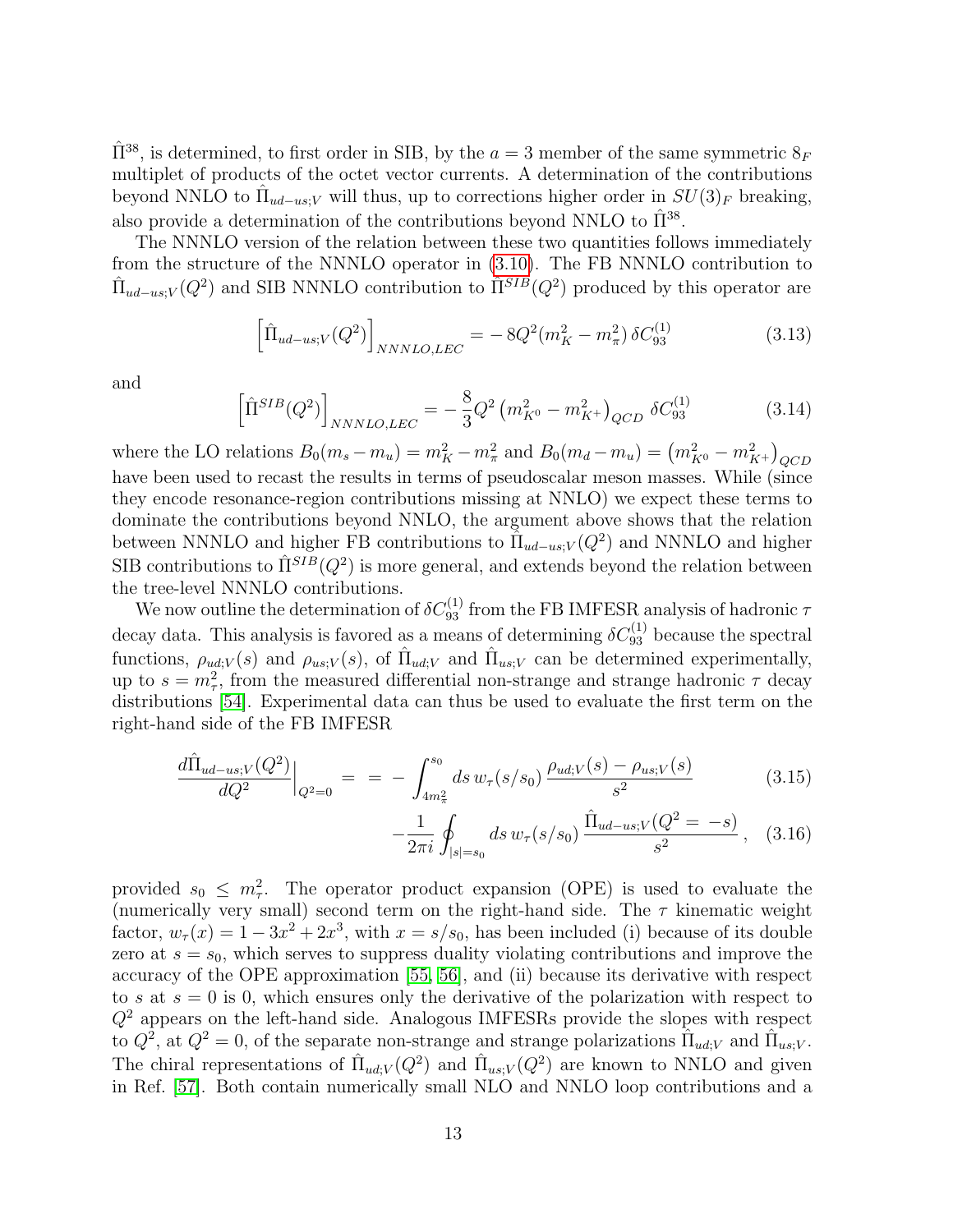$\hat{\Pi}^{38}$, is determined, to first order in SIB, by the $a = 3$ member of the same symmetric $8_F$ multiplet of products of the octet vector currents. A determination of the contributions beyond NNLO to $\hat{\Pi}_{ud-us;V}$ will thus, up to corrections higher order in $SU(3)_F$ breaking, also provide a determination of the contributions beyond NNLO to $\hat{\Pi}^{38}$.

The NNNLO version of the relation between these two quantities follows immediately from the structure of the NNNLO operator in (3.10). The FB NNNLO contribution to $\hat{\Pi}_{ud-us;V}(Q^2)$ and SIB NNNLO contribution to $\hat{\Pi}^{SIB}(Q^2)$ produced by this operator are

$$\left[\hat{\Pi}_{ud-us;V}(Q^2)\right]_{NNNLO,LEC} = -\,8Q^2(m_K^2 - m_\pi^2)\,\delta C_{93}^{(1)} \tag{3.13}$$

and

$$\left[\hat{\Pi}^{SIB}(Q^2)\right]_{NNNLO,LEC} = -\,\frac{8}{3}Q^2\left(m_{K^0}^2 - m_{K^+}^2\right)_{QCD}\,\delta C_{93}^{(1)} \tag{3.14}$$

where the LO relations $B_0(m_s - m_u) = m_K^2 - m_\pi^2$ and $B_0(m_d - m_u) = \left(m_{K^0}^2 - m_{K^+}^2\right)_{QCD}$ have been used to recast the results in terms of pseudoscalar meson masses. While (since they encode resonance-region contributions missing at NNLO) we expect these terms to dominate the contributions beyond NNLO, the argument above shows that the relation between NNNLO and higher FB contributions to $\hat{\Pi}_{ud-us;V}(Q^2)$ and NNNLO and higher SIB contributions to $\hat{\Pi}^{SIB}(Q^2)$ is more general, and extends beyond the relation between the tree-level NNNLO contributions.

We now outline the determination of $\delta C_{93}^{(1)}$ from the FB IMFESR analysis of hadronic $\tau$ decay data. This analysis is favored as a means of determining $\delta C_{93}^{(1)}$ because the spectral functions, $\rho_{ud;V}(s)$ and $\rho_{us;V}(s)$, of $\hat{\Pi}_{ud;V}$ and $\hat{\Pi}_{us;V}$ can be determined experimentally, up to $s = m_\tau^2$, from the measured differential non-strange and strange hadronic $\tau$ decay distributions [54]. Experimental data can thus be used to evaluate the first term on the right-hand side of the FB IMFESR

$$\frac{d\hat{\Pi}_{ud-us;V}(Q^2)}{dQ^2}\Big|_{Q^2=0} \;=\; = \;-\int_{4m_\pi^2}^{s_0} ds\, w_\tau(s/s_0)\,\frac{\rho_{ud;V}(s) - \rho_{us;V}(s)}{s^2} \tag{3.15}$$

$$-\frac{1}{2\pi i}\oint_{|s|=s_0} ds\, w_\tau(s/s_0)\,\frac{\hat{\Pi}_{ud-us;V}(Q^2 = \,-s)}{s^2}\,, \tag{3.16}$$

provided $s_0 \le m_\tau^2$. The operator product expansion (OPE) is used to evaluate the (numerically very small) second term on the right-hand side. The $\tau$ kinematic weight factor, $w_\tau(x) = 1 - 3x^2 + 2x^3$, with $x = s/s_0$, has been included (i) because of its double zero at $s = s_0$, which serves to suppress duality violating contributions and improve the accuracy of the OPE approximation [55, 56], and (ii) because its derivative with respect to $s$ at $s = 0$ is 0, which ensures only the derivative of the polarization with respect to $Q^2$ appears on the left-hand side. Analogous IMFESRs provide the slopes with respect to $Q^2$, at $Q^2 = 0$, of the separate non-strange and strange polarizations $\hat{\Pi}_{ud;V}$ and $\hat{\Pi}_{us;V}$. The chiral representations of $\hat{\Pi}_{ud;V}(Q^2)$ and $\hat{\Pi}_{us;V}(Q^2)$ are known to NNLO and given in Ref. [57]. Both contain numerically small NLO and NNLO loop contributions and a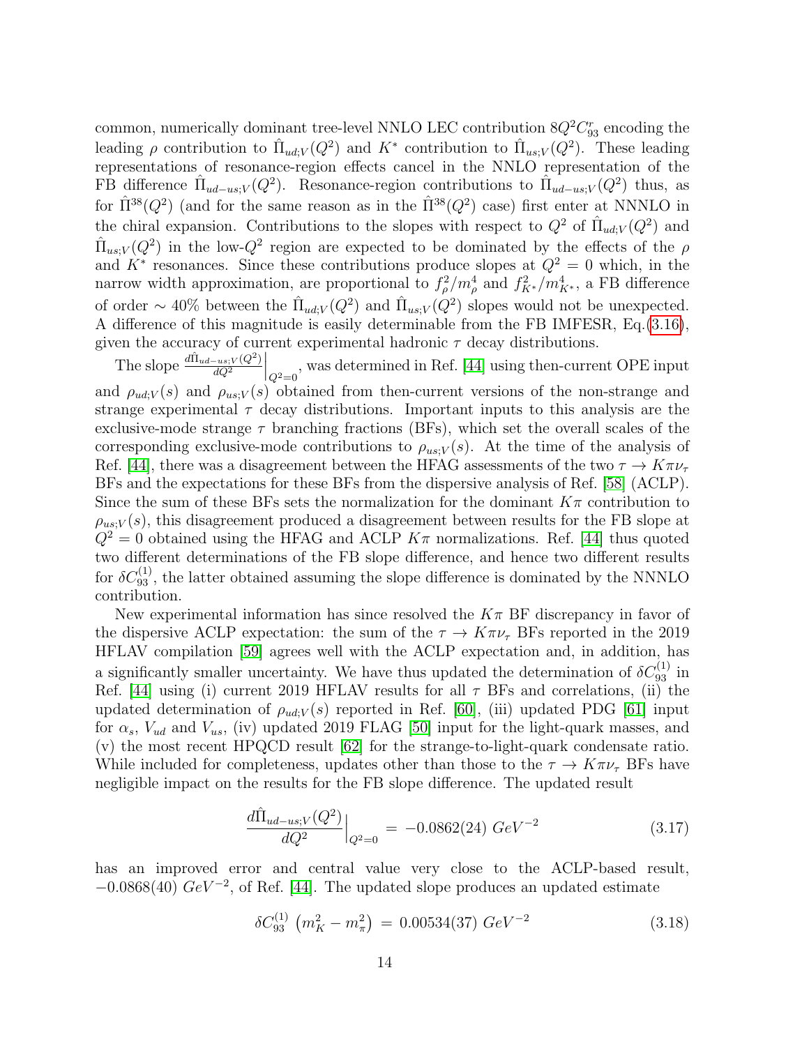common, numerically dominant tree-level NNLO LEC contribution $8Q^2C_{93}^r$ encoding the leading $\rho$ contribution to $\hat{\Pi}_{ud;V}(Q^2)$ and $K^*$ contribution to $\hat{\Pi}_{us;V}(Q^2)$. These leading representations of resonance-region effects cancel in the NNLO representation of the FB difference $\hat{\Pi}_{ud-us;V}(Q^2)$. Resonance-region contributions to $\hat{\Pi}_{ud-us;V}(Q^2)$ thus, as for $\hat{\Pi}^{38}(Q^2)$ (and for the same reason as in the $\hat{\Pi}^{38}(Q^2)$ case) first enter at NNNLO in the chiral expansion. Contributions to the slopes with respect to $Q^2$ of $\hat{\Pi}_{ud;V}(Q^2)$ and $\hat{\Pi}_{us;V}(Q^2)$ in the low-$Q^2$ region are expected to be dominated by the effects of the $\rho$ and $K^*$ resonances. Since these contributions produce slopes at $Q^2 = 0$ which, in the narrow width approximation, are proportional to $f_\rho^2/m_\rho^4$ and $f_{K^*}^2/m_{K^*}^4$, a FB difference of order $\sim 40\%$ between the $\hat{\Pi}_{ud;V}(Q^2)$ and $\hat{\Pi}_{us;V}(Q^2)$ slopes would not be unexpected. A difference of this magnitude is easily determinable from the FB IMFESR, Eq.(3.16), given the accuracy of current experimental hadronic $\tau$ decay distributions.

The slope $\left.\frac{d\hat{\Pi}_{ud-us;V}(Q^2)}{dQ^2}\right|_{Q^2=0}$, was determined in Ref. [44] using then-current OPE input and $\rho_{ud;V}(s)$ and $\rho_{us;V}(s)$ obtained from then-current versions of the non-strange and strange experimental $\tau$ decay distributions. Important inputs to this analysis are the exclusive-mode strange $\tau$ branching fractions (BFs), which set the overall scales of the corresponding exclusive-mode contributions to $\rho_{us;V}(s)$. At the time of the analysis of Ref. [44], there was a disagreement between the HFAG assessments of the two $\tau \to K\pi\nu_\tau$ BFs and the expectations for these BFs from the dispersive analysis of Ref. [58] (ACLP). Since the sum of these BFs sets the normalization for the dominant $K\pi$ contribution to $\rho_{us;V}(s)$, this disagreement produced a disagreement between results for the FB slope at $Q^2 = 0$ obtained using the HFAG and ACLP $K\pi$ normalizations. Ref. [44] thus quoted two different determinations of the FB slope difference, and hence two different results for $\delta C_{93}^{(1)}$, the latter obtained assuming the slope difference is dominated by the NNNLO contribution.

New experimental information has since resolved the $K\pi$ BF discrepancy in favor of the dispersive ACLP expectation: the sum of the $\tau \to K\pi\nu_\tau$ BFs reported in the 2019 HFLAV compilation [59] agrees well with the ACLP expectation and, in addition, has a significantly smaller uncertainty. We have thus updated the determination of $\delta C_{93}^{(1)}$ in Ref. [44] using (i) current 2019 HFLAV results for all $\tau$ BFs and correlations, (ii) the updated determination of $\rho_{ud;V}(s)$ reported in Ref. [60], (iii) updated PDG [61] input for $\alpha_s$, $V_{ud}$ and $V_{us}$, (iv) updated 2019 FLAG [50] input for the light-quark masses, and (v) the most recent HPQCD result [62] for the strange-to-light-quark condensate ratio. While included for completeness, updates other than those to the $\tau \to K\pi\nu_\tau$ BFs have negligible impact on the results for the FB slope difference. The updated result

$$\left.\frac{d\hat{\Pi}_{ud-us;V}(Q^2)}{dQ^2}\right|_{Q^2=0} = -0.0862(24)\ GeV^{-2} \tag{3.17}$$

has an improved error and central value very close to the ACLP-based result, $-0.0868(40)\ GeV^{-2}$, of Ref. [44]. The updated slope produces an updated estimate

$$\delta C_{93}^{(1)}\left(m_K^2 - m_\pi^2\right) = 0.00534(37)\ GeV^{-2} \tag{3.18}$$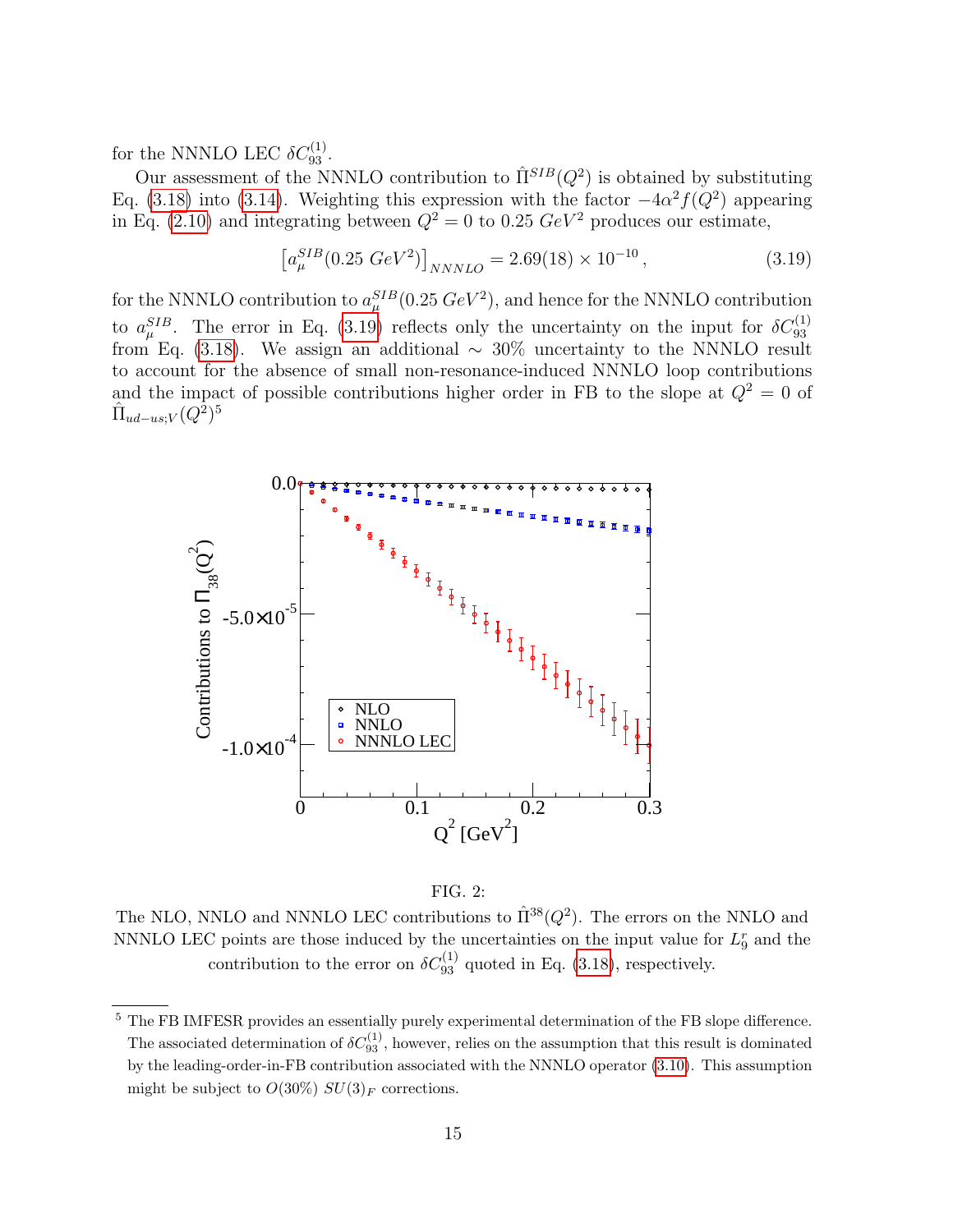for the NNNLO LEC $\delta C_{93}^{(1)}$.

Our assessment of the NNNLO contribution to $\hat{\Pi}^{SIB}(Q^2)$ is obtained by substituting Eq. (3.18) into (3.14). Weighting this expression with the factor $-4\alpha^2 f(Q^2)$ appearing in Eq. (2.10) and integrating between $Q^2 = 0$ to $0.25\ GeV^2$ produces our estimate,

$$\left[a_\mu^{SIB}(0.25\ GeV^2)\right]_{NNNLO} = 2.69(18) \times 10^{-10}\,, \tag{3.19}$$

for the NNNLO contribution to $a_\mu^{SIB}(0.25\ GeV^2)$, and hence for the NNNLO contribution to $a_\mu^{SIB}$. The error in Eq. (3.19) reflects only the uncertainty on the input for $\delta C_{93}^{(1)}$ from Eq. (3.18). We assign an additional $\sim 30\%$ uncertainty to the NNNLO result to account for the absence of small non-resonance-induced NNNLO loop contributions and the impact of possible contributions higher order in FB to the slope at $Q^2 = 0$ of $\hat{\Pi}_{ud-us;V}(Q^2)$[5]

FIG. 2:
The NLO, NNLO and NNNLO LEC contributions to $\hat{\Pi}^{38}(Q^2)$. The errors on the NNLO and NNNLO LEC points are those induced by the uncertainties on the input value for $L_9^r$ and the contribution to the error on $\delta C_{93}^{(1)}$ quoted in Eq. (3.18), respectively.

[5] The FB IMFESR provides an essentially purely experimental determination of the FB slope difference. The associated determination of $\delta C_{93}^{(1)}$, however, relies on the assumption that this result is dominated by the leading-order-in-FB contribution associated with the NNNLO operator (3.10). This assumption might be subject to $O(30\%)$ $SU(3)_F$ corrections.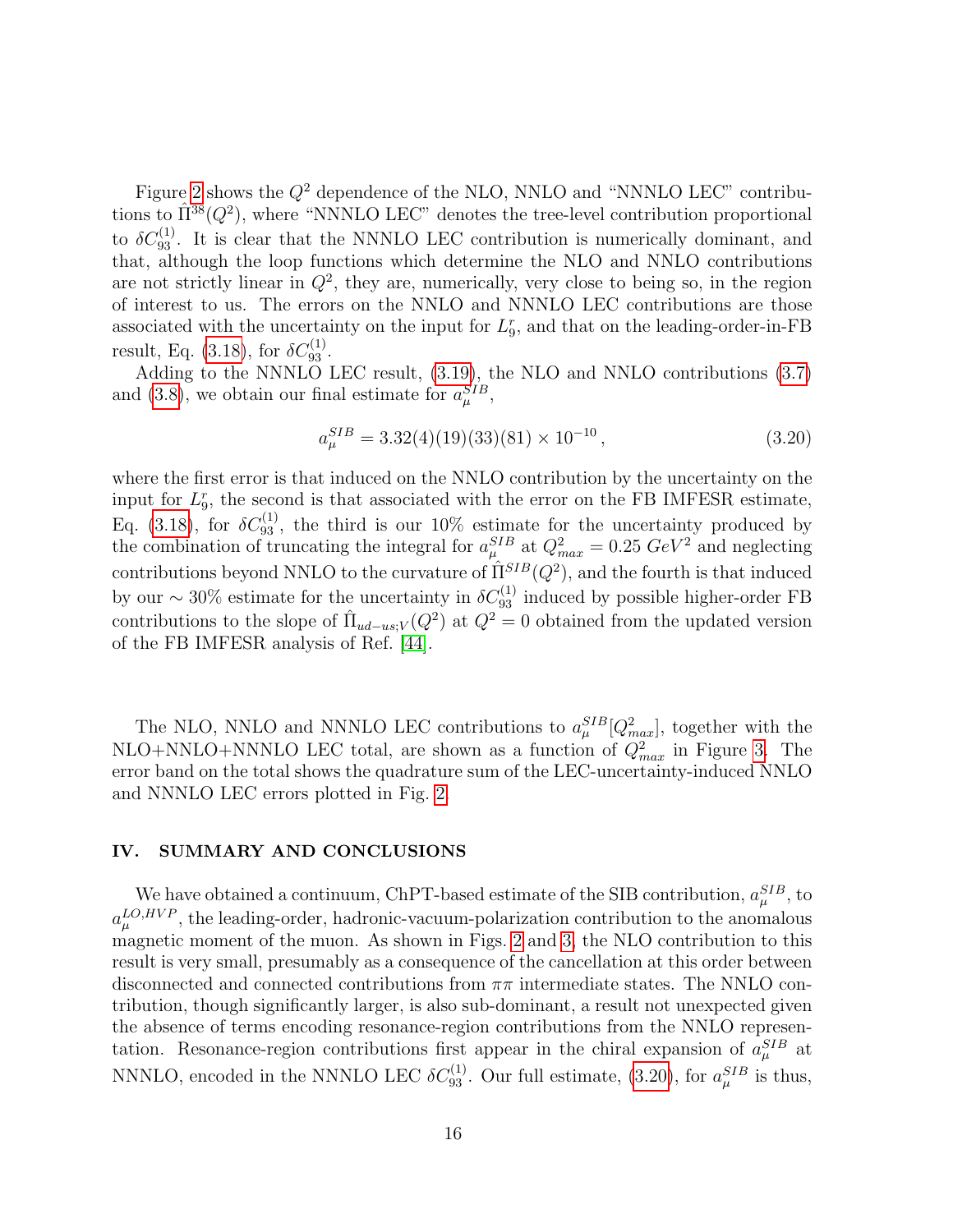Figure 2 shows the $Q^2$ dependence of the NLO, NNLO and "NNNLO LEC" contributions to $\hat{\Pi}^{38}(Q^2)$, where "NNNLO LEC" denotes the tree-level contribution proportional to $\delta C_{93}^{(1)}$. It is clear that the NNNLO LEC contribution is numerically dominant, and that, although the loop functions which determine the NLO and NNLO contributions are not strictly linear in $Q^2$, they are, numerically, very close to being so, in the region of interest to us. The errors on the NNLO and NNNLO LEC contributions are those associated with the uncertainty on the input for $L_9^r$, and that on the leading-order-in-FB result, Eq. (3.18), for $\delta C_{93}^{(1)}$.

Adding to the NNNLO LEC result, (3.19), the NLO and NNLO contributions (3.7) and (3.8), we obtain our final estimate for $a_\mu^{SIB}$,

$$a_\mu^{SIB} = 3.32(4)(19)(33)(81) \times 10^{-10}\,, \tag{3.20}$$

where the first error is that induced on the NNLO contribution by the uncertainty on the input for $L_9^r$, the second is that associated with the error on the FB IMFESR estimate, Eq. (3.18), for $\delta C_{93}^{(1)}$, the third is our 10% estimate for the uncertainty produced by the combination of truncating the integral for $a_\mu^{SIB}$ at $Q^2_{max} = 0.25\ GeV^2$ and neglecting contributions beyond NNLO to the curvature of $\hat{\Pi}^{SIB}(Q^2)$, and the fourth is that induced by our $\sim 30\%$ estimate for the uncertainty in $\delta C_{93}^{(1)}$ induced by possible higher-order FB contributions to the slope of $\hat{\Pi}_{ud-us;V}(Q^2)$ at $Q^2 = 0$ obtained from the updated version of the FB IMFESR analysis of Ref. [44].

The NLO, NNLO and NNNLO LEC contributions to $a_\mu^{SIB}[Q^2_{max}]$, together with the NLO+NNLO+NNNLO LEC total, are shown as a function of $Q^2_{max}$ in Figure 3. The error band on the total shows the quadrature sum of the LEC-uncertainty-induced NNLO and NNNLO LEC errors plotted in Fig. 2.

## IV. SUMMARY AND CONCLUSIONS

We have obtained a continuum, ChPT-based estimate of the SIB contribution, $a_\mu^{SIB}$, to $a_\mu^{LO,HVP}$, the leading-order, hadronic-vacuum-polarization contribution to the anomalous magnetic moment of the muon. As shown in Figs. 2 and 3, the NLO contribution to this result is very small, presumably as a consequence of the cancellation at this order between disconnected and connected contributions from $\pi\pi$ intermediate states. The NNLO contribution, though significantly larger, is also sub-dominant, a result not unexpected given the absence of terms encoding resonance-region contributions from the NNLO representation. Resonance-region contributions first appear in the chiral expansion of $a_\mu^{SIB}$ at NNNLO, encoded in the NNNLO LEC $\delta C_{93}^{(1)}$. Our full estimate, (3.20), for $a_\mu^{SIB}$ is thus,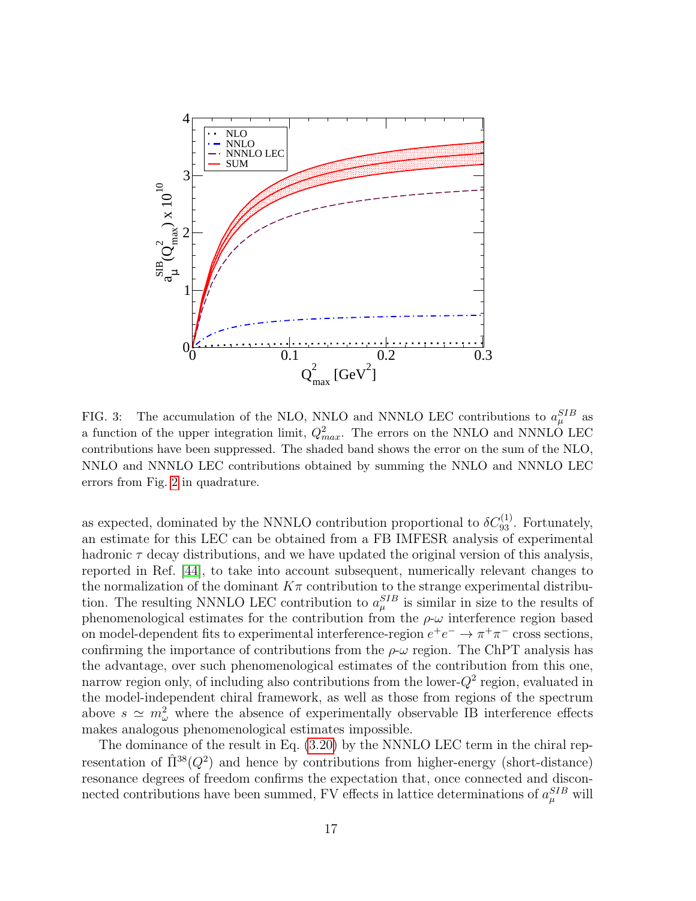FIG. 3: The accumulation of the NLO, NNLO and NNNLO LEC contributions to $a_\mu^{SIB}$ as a function of the upper integration limit, $Q^2_{max}$. The errors on the NNLO and NNNLO LEC contributions have been suppressed. The shaded band shows the error on the sum of the NLO, NNLO and NNNLO LEC contributions obtained by summing the NNLO and NNNLO LEC errors from Fig. 2 in quadrature.

as expected, dominated by the NNNLO contribution proportional to $\delta C_{93}^{(1)}$. Fortunately, an estimate for this LEC can be obtained from a FB IMFESR analysis of experimental hadronic $\tau$ decay distributions, and we have updated the original version of this analysis, reported in Ref. [44], to take into account subsequent, numerically relevant changes to the normalization of the dominant $K\pi$ contribution to the strange experimental distribution. The resulting NNNLO LEC contribution to $a_\mu^{SIB}$ is similar in size to the results of phenomenological estimates for the contribution from the $\rho$-$\omega$ interference region based on model-dependent fits to experimental interference-region $e^+e^- \to \pi^+\pi^-$ cross sections, confirming the importance of contributions from the $\rho$-$\omega$ region. The ChPT analysis has the advantage, over such phenomenological estimates of the contribution from this one, narrow region only, of including also contributions from the lower-$Q^2$ region, evaluated in the model-independent chiral framework, as well as those from regions of the spectrum above $s \simeq m_\omega^2$ where the absence of experimentally observable IB interference effects makes analogous phenomenological estimates impossible.

The dominance of the result in Eq. (3.20) by the NNNLO LEC term in the chiral representation of $\hat{\Pi}^{38}(Q^2)$ and hence by contributions from higher-energy (short-distance) resonance degrees of freedom confirms the expectation that, once connected and disconnected contributions have been summed, FV effects in lattice determinations of $a_\mu^{SIB}$ will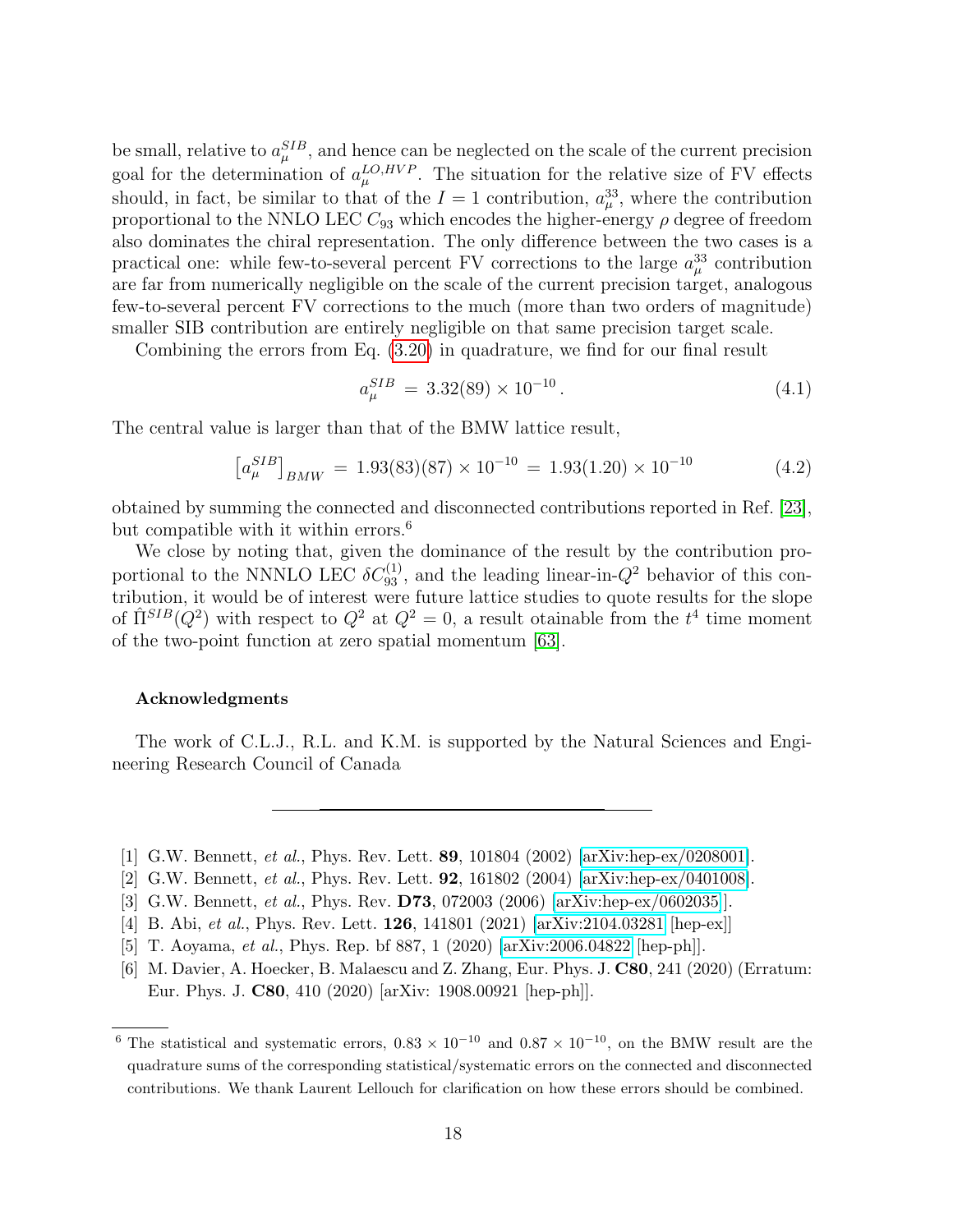be small, relative to $a_\mu^{SIB}$, and hence can be neglected on the scale of the current precision goal for the determination of $a_\mu^{LO,HVP}$. The situation for the relative size of FV effects should, in fact, be similar to that of the $I=1$ contribution, $a_\mu^{33}$, where the contribution proportional to the NNLO LEC $C_{93}$ which encodes the higher-energy $\rho$ degree of freedom also dominates the chiral representation. The only difference between the two cases is a practical one: while few-to-several percent FV corrections to the large $a_\mu^{33}$ contribution are far from numerically negligible on the scale of the current precision target, analogous few-to-several percent FV corrections to the much (more than two orders of magnitude) smaller SIB contribution are entirely negligible on that same precision target scale.

Combining the errors from Eq. (3.20) in quadrature, we find for our final result

$$a_\mu^{SIB} = 3.32(89)\times 10^{-10}\,. \tag{4.1}$$

The central value is larger than that of the BMW lattice result,

$$\left[a_\mu^{SIB}\right]_{BMW} = 1.93(83)(87)\times 10^{-10} = 1.93(1.20)\times 10^{-10} \tag{4.2}$$

obtained by summing the connected and disconnected contributions reported in Ref. [23], but compatible with it within errors.[6]

We close by noting that, given the dominance of the result by the contribution proportional to the NNNLO LEC $\delta C_{93}^{(1)}$, and the leading linear-in-$Q^2$ behavior of this contribution, it would be of interest were future lattice studies to quote results for the slope of $\hat{\Pi}^{SIB}(Q^2)$ with respect to $Q^2$ at $Q^2=0$, a result otainable from the $t^4$ time moment of the two-point function at zero spatial momentum [63].

### Acknowledgments

The work of C.L.J., R.L. and K.M. is supported by the Natural Sciences and Engineering Research Council of Canada

---

[1] G.W. Bennett, *et al.*, Phys. Rev. Lett. **89**, 101804 (2002) [arXiv:hep-ex/0208001].

[2] G.W. Bennett, *et al.*, Phys. Rev. Lett. **92**, 161802 (2004) [arXiv:hep-ex/0401008].

[3] G.W. Bennett, *et al.*, Phys. Rev. **D73**, 072003 (2006) [arXiv:hep-ex/0602035].

[4] B. Abi, *et al.*, Phys. Rev. Lett. **126**, 141801 (2021) [arXiv:2104.03281 [hep-ex]]

[5] T. Aoyama, *et al.*, Phys. Rep. bf 887, 1 (2020) [arXiv:2006.04822 [hep-ph]].

[6] M. Davier, A. Hoecker, B. Malaescu and Z. Zhang, Eur. Phys. J. **C80**, 241 (2020) (Erratum: Eur. Phys. J. **C80**, 410 (2020) [arXiv: 1908.00921 [hep-ph]].

[6] The statistical and systematic errors, $0.83\times 10^{-10}$ and $0.87\times 10^{-10}$, on the BMW result are the quadrature sums of the corresponding statistical/systematic errors on the connected and disconnected contributions. We thank Laurent Lellouch for clarification on how these errors should be combined.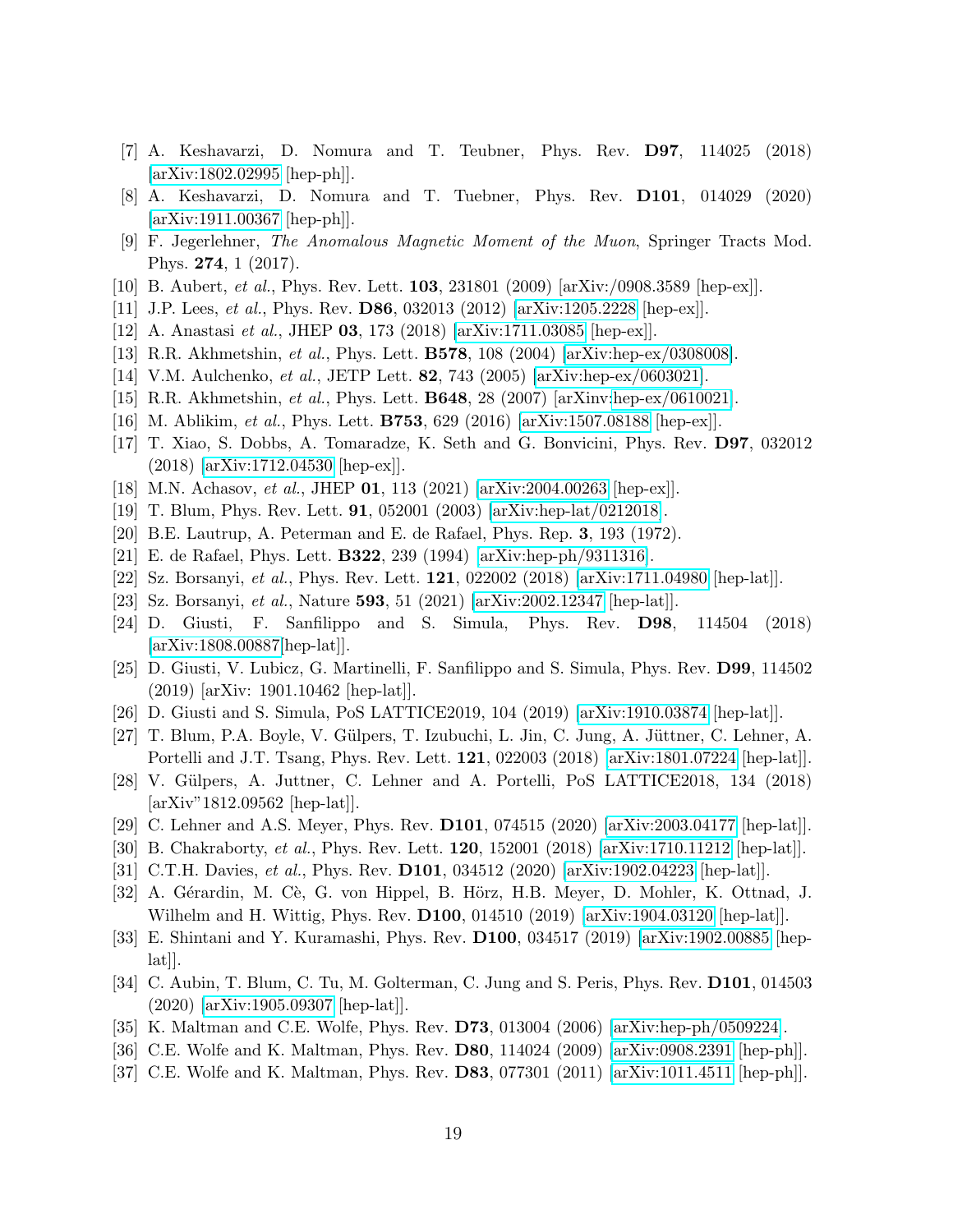[7] A. Keshavarzi, D. Nomura and T. Teubner, Phys. Rev. **D97**, 114025 (2018) [arXiv:1802.02995 [hep-ph]].

[8] A. Keshavarzi, D. Nomura and T. Tuebner, Phys. Rev. **D101**, 014029 (2020) [arXiv:1911.00367 [hep-ph]].

[9] F. Jegerlehner, *The Anomalous Magnetic Moment of the Muon*, Springer Tracts Mod. Phys. **274**, 1 (2017).

[10] B. Aubert, *et al.*, Phys. Rev. Lett. **103**, 231801 (2009) [arXiv:/0908.3589 [hep-ex]].

[11] J.P. Lees, *et al.*, Phys. Rev. **D86**, 032013 (2012) [arXiv:1205.2228 [hep-ex]].

[12] A. Anastasi *et al.*, JHEP **03**, 173 (2018) [arXiv:1711.03085 [hep-ex]].

[13] R.R. Akhmetshin, *et al.*, Phys. Lett. **B578**, 108 (2004) [arXiv:hep-ex/0308008].

[14] V.M. Aulchenko, *et al.*, JETP Lett. **82**, 743 (2005) [arXiv:hep-ex/0603021].

[15] R.R. Akhmetshin, *et al.*, Phys. Lett. **B648**, 28 (2007) [arXinv:hep-ex/0610021].

[16] M. Ablikim, *et al.*, Phys. Lett. **B753**, 629 (2016) [arXiv:1507.08188 [hep-ex]].

[17] T. Xiao, S. Dobbs, A. Tomaradze, K. Seth and G. Bonvicini, Phys. Rev. **D97**, 032012 (2018) [arXiv:1712.04530 [hep-ex]].

[18] M.N. Achasov, *et al.*, JHEP **01**, 113 (2021) [arXiv:2004.00263 [hep-ex]].

[19] T. Blum, Phys. Rev. Lett. **91**, 052001 (2003) [arXiv:hep-lat/0212018].

[20] B.E. Lautrup, A. Peterman and E. de Rafael, Phys. Rep. **3**, 193 (1972).

[21] E. de Rafael, Phys. Lett. **B322**, 239 (1994) [arXiv:hep-ph/9311316].

[22] Sz. Borsanyi, *et al.*, Phys. Rev. Lett. **121**, 022002 (2018) [arXiv:1711.04980 [hep-lat]].

[23] Sz. Borsanyi, *et al.*, Nature **593**, 51 (2021) [arXiv:2002.12347 [hep-lat]].

[24] D. Giusti, F. Sanfilippo and S. Simula, Phys. Rev. **D98**, 114504 (2018) [arXiv:1808.00887[hep-lat]].

[25] D. Giusti, V. Lubicz, G. Martinelli, F. Sanfilippo and S. Simula, Phys. Rev. **D99**, 114502 (2019) [arXiv: 1901.10462 [hep-lat]].

[26] D. Giusti and S. Simula, PoS LATTICE2019, 104 (2019) [arXiv:1910.03874 [hep-lat]].

[27] T. Blum, P.A. Boyle, V. Gülpers, T. Izubuchi, L. Jin, C. Jung, A. Jüttner, C. Lehner, A. Portelli and J.T. Tsang, Phys. Rev. Lett. **121**, 022003 (2018) [arXiv:1801.07224 [hep-lat]].

[28] V. Gülpers, A. Juttner, C. Lehner and A. Portelli, PoS LATTICE2018, 134 (2018) [arXiv"1812.09562 [hep-lat]].

[29] C. Lehner and A.S. Meyer, Phys. Rev. **D101**, 074515 (2020) [arXiv:2003.04177 [hep-lat]].

[30] B. Chakraborty, *et al.*, Phys. Rev. Lett. **120**, 152001 (2018) [arXiv:1710.11212 [hep-lat]].

[31] C.T.H. Davies, *et al.*, Phys. Rev. **D101**, 034512 (2020) [arXiv:1902.04223 [hep-lat]].

[32] A. Gérardin, M. Cè, G. von Hippel, B. Hörz, H.B. Meyer, D. Mohler, K. Ottnad, J. Wilhelm and H. Wittig, Phys. Rev. **D100**, 014510 (2019) [arXiv:1904.03120 [hep-lat]].

[33] E. Shintani and Y. Kuramashi, Phys. Rev. **D100**, 034517 (2019) [arXiv:1902.00885 [hep-lat]].

[34] C. Aubin, T. Blum, C. Tu, M. Golterman, C. Jung and S. Peris, Phys. Rev. **D101**, 014503 (2020) [arXiv:1905.09307 [hep-lat]].

[35] K. Maltman and C.E. Wolfe, Phys. Rev. **D73**, 013004 (2006) [arXiv:hep-ph/0509224].

[36] C.E. Wolfe and K. Maltman, Phys. Rev. **D80**, 114024 (2009) [arXiv:0908.2391 [hep-ph]].

[37] C.E. Wolfe and K. Maltman, Phys. Rev. **D83**, 077301 (2011) [arXiv:1011.4511 [hep-ph]].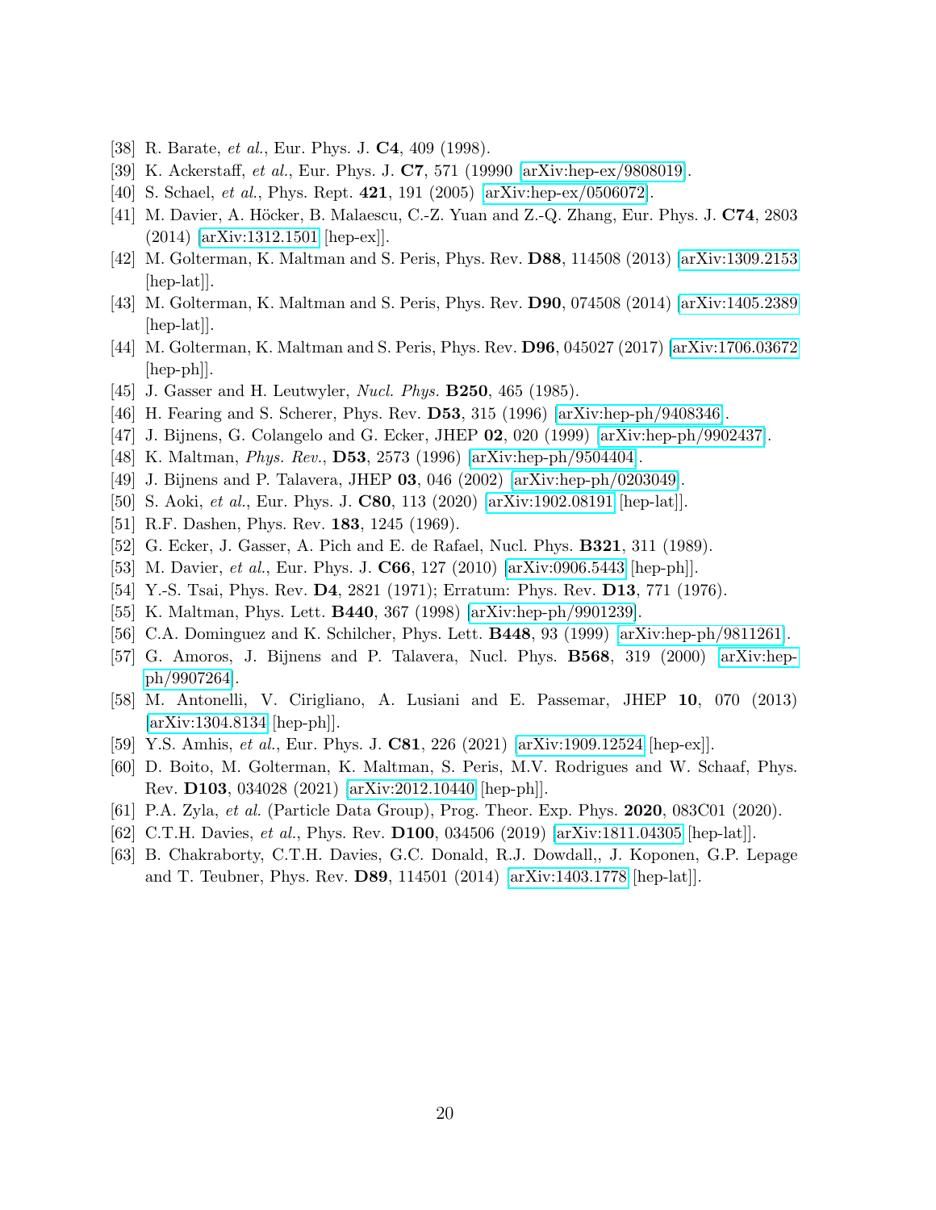[38] R. Barate, *et al.*, Eur. Phys. J. **C4**, 409 (1998).

[39] K. Ackerstaff, *et al.*, Eur. Phys. J. **C7**, 571 (19990 [arXiv:hep-ex/9808019].

[40] S. Schael, *et al.*, Phys. Rept. **421**, 191 (2005) [arXiv:hep-ex/0506072].

[41] M. Davier, A. Höcker, B. Malaescu, C.-Z. Yuan and Z.-Q. Zhang, Eur. Phys. J. **C74**, 2803 (2014) [arXiv:1312.1501 [hep-ex]].

[42] M. Golterman, K. Maltman and S. Peris, Phys. Rev. **D88**, 114508 (2013) [arXiv:1309.2153 [hep-lat]].

[43] M. Golterman, K. Maltman and S. Peris, Phys. Rev. **D90**, 074508 (2014) [arXiv:1405.2389 [hep-lat]].

[44] M. Golterman, K. Maltman and S. Peris, Phys. Rev. **D96**, 045027 (2017) [arXiv:1706.03672 [hep-ph]].

[45] J. Gasser and H. Leutwyler, *Nucl. Phys.* **B250**, 465 (1985).

[46] H. Fearing and S. Scherer, Phys. Rev. **D53**, 315 (1996) [arXiv:hep-ph/9408346].

[47] J. Bijnens, G. Colangelo and G. Ecker, JHEP **02**, 020 (1999) [arXiv:hep-ph/9902437].

[48] K. Maltman, *Phys. Rev.*, **D53**, 2573 (1996) [arXiv:hep-ph/9504404].

[49] J. Bijnens and P. Talavera, JHEP **03**, 046 (2002) [arXiv:hep-ph/0203049].

[50] S. Aoki, *et al.*, Eur. Phys. J. **C80**, 113 (2020) [arXiv:1902.08191 [hep-lat]].

[51] R.F. Dashen, Phys. Rev. **183**, 1245 (1969).

[52] G. Ecker, J. Gasser, A. Pich and E. de Rafael, Nucl. Phys. **B321**, 311 (1989).

[53] M. Davier, *et al.*, Eur. Phys. J. **C66**, 127 (2010) [arXiv:0906.5443 [hep-ph]].

[54] Y.-S. Tsai, Phys. Rev. **D4**, 2821 (1971); Erratum: Phys. Rev. **D13**, 771 (1976).

[55] K. Maltman, Phys. Lett. **B440**, 367 (1998) [arXiv:hep-ph/9901239].

[56] C.A. Dominguez and K. Schilcher, Phys. Lett. **B448**, 93 (1999) [arXiv:hep-ph/9811261].

[57] G. Amoros, J. Bijnens and P. Talavera, Nucl. Phys. **B568**, 319 (2000) [arXiv:hep-ph/9907264].

[58] M. Antonelli, V. Cirigliano, A. Lusiani and E. Passemar, JHEP **10**, 070 (2013) [arXiv:1304.8134 [hep-ph]].

[59] Y.S. Amhis, *et al.*, Eur. Phys. J. **C81**, 226 (2021) [arXiv:1909.12524 [hep-ex]].

[60] D. Boito, M. Golterman, K. Maltman, S. Peris, M.V. Rodrigues and W. Schaaf, Phys. Rev. **D103**, 034028 (2021) [arXiv:2012.10440 [hep-ph]].

[61] P.A. Zyla, *et al.* (Particle Data Group), Prog. Theor. Exp. Phys. **2020**, 083C01 (2020).

[62] C.T.H. Davies, *et al.*, Phys. Rev. **D100**, 034506 (2019) [arXiv:1811.04305 [hep-lat]].

[63] B. Chakraborty, C.T.H. Davies, G.C. Donald, R.J. Dowdall,, J. Koponen, G.P. Lepage and T. Teubner, Phys. Rev. **D89**, 114501 (2014) [arXiv:1403.1778 [hep-lat]].